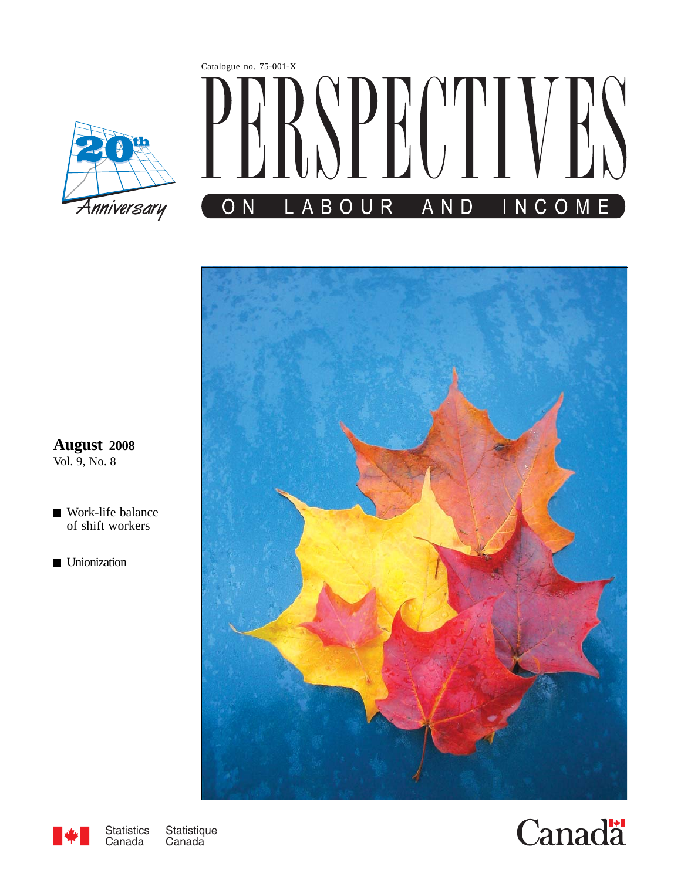Catalogue no. 75-001-X

20th Anniversary

# PERSPECTIVES

## ON LABOUR AND INCOME

**August 2008**
Vol. 9, No. 8

- Work-life balance of shift workers
- Unionization

Statistics Canada Statistique Canada

Canada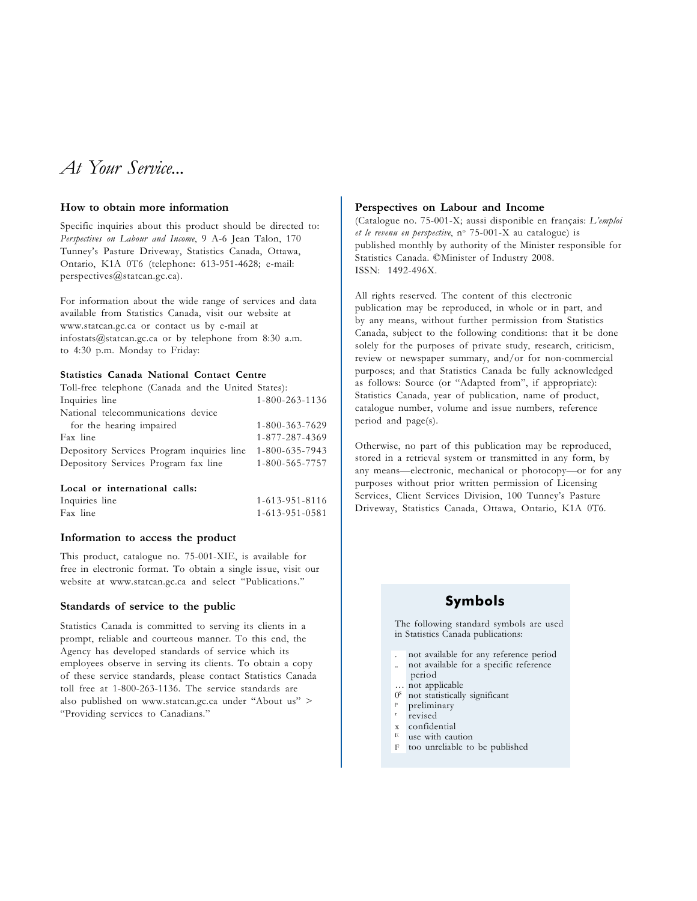# *At Your Service...*

### How to obtain more information

Specific inquiries about this product should be directed to: *Perspectives on Labour and Income*, 9 A-6 Jean Talon, 170 Tunney's Pasture Driveway, Statistics Canada, Ottawa, Ontario, K1A 0T6 (telephone: 613-951-4628; e-mail: perspectives@statcan.gc.ca).

For information about the wide range of services and data available from Statistics Canada, visit our website at www.statcan.gc.ca or contact us by e-mail at infostats@statcan.gc.ca or by telephone from 8:30 a.m. to 4:30 p.m. Monday to Friday:

**Statistics Canada National Contact Centre**

Toll-free telephone (Canada and the United States):

| | |
|---|---|
| Inquiries line | 1-800-263-1136 |
| National telecommunications device for the hearing impaired | 1-800-363-7629 |
| Fax line | 1-877-287-4369 |
| Depository Services Program inquiries line | 1-800-635-7943 |
| Depository Services Program fax line | 1-800-565-7757 |

**Local or international calls:**

| | |
|---|---|
| Inquiries line | 1-613-951-8116 |
| Fax line | 1-613-951-0581 |

### Information to access the product

This product, catalogue no. 75-001-XIE, is available for free in electronic format. To obtain a single issue, visit our website at www.statcan.gc.ca and select "Publications."

### Standards of service to the public

Statistics Canada is committed to serving its clients in a prompt, reliable and courteous manner. To this end, the Agency has developed standards of service which its employees observe in serving its clients. To obtain a copy of these service standards, please contact Statistics Canada toll free at 1-800-263-1136. The service standards are also published on www.statcan.gc.ca under "About us" > "Providing services to Canadians."

### Perspectives on Labour and Income

(Catalogue no. 75-001-X; aussi disponible en français: *L'emploi et le revenu en perspective*, nº 75-001-X au catalogue) is published monthly by authority of the Minister responsible for Statistics Canada. ©Minister of Industry 2008. ISSN: 1492-496X.

All rights reserved. The content of this electronic publication may be reproduced, in whole or in part, and by any means, without further permission from Statistics Canada, subject to the following conditions: that it be done solely for the purposes of private study, research, criticism, review or newspaper summary, and/or for non-commercial purposes; and that Statistics Canada be fully acknowledged as follows: Source (or "Adapted from", if appropriate): Statistics Canada, year of publication, name of product, catalogue number, volume and issue numbers, reference period and page(s).

Otherwise, no part of this publication may be reproduced, stored in a retrieval system or transmitted in any form, by any means—electronic, mechanical or photocopy—or for any purposes without prior written permission of Licensing Services, Client Services Division, 100 Tunney's Pasture Driveway, Statistics Canada, Ottawa, Ontario, K1A 0T6.

## Symbols

The following standard symbols are used in Statistics Canada publications:

- . not available for any reference period
- .. not available for a specific reference period
- ... not applicable
- 0[s] not statistically significant
- p preliminary
- r revised
- x confidential
- E use with caution
- F too unreliable to be published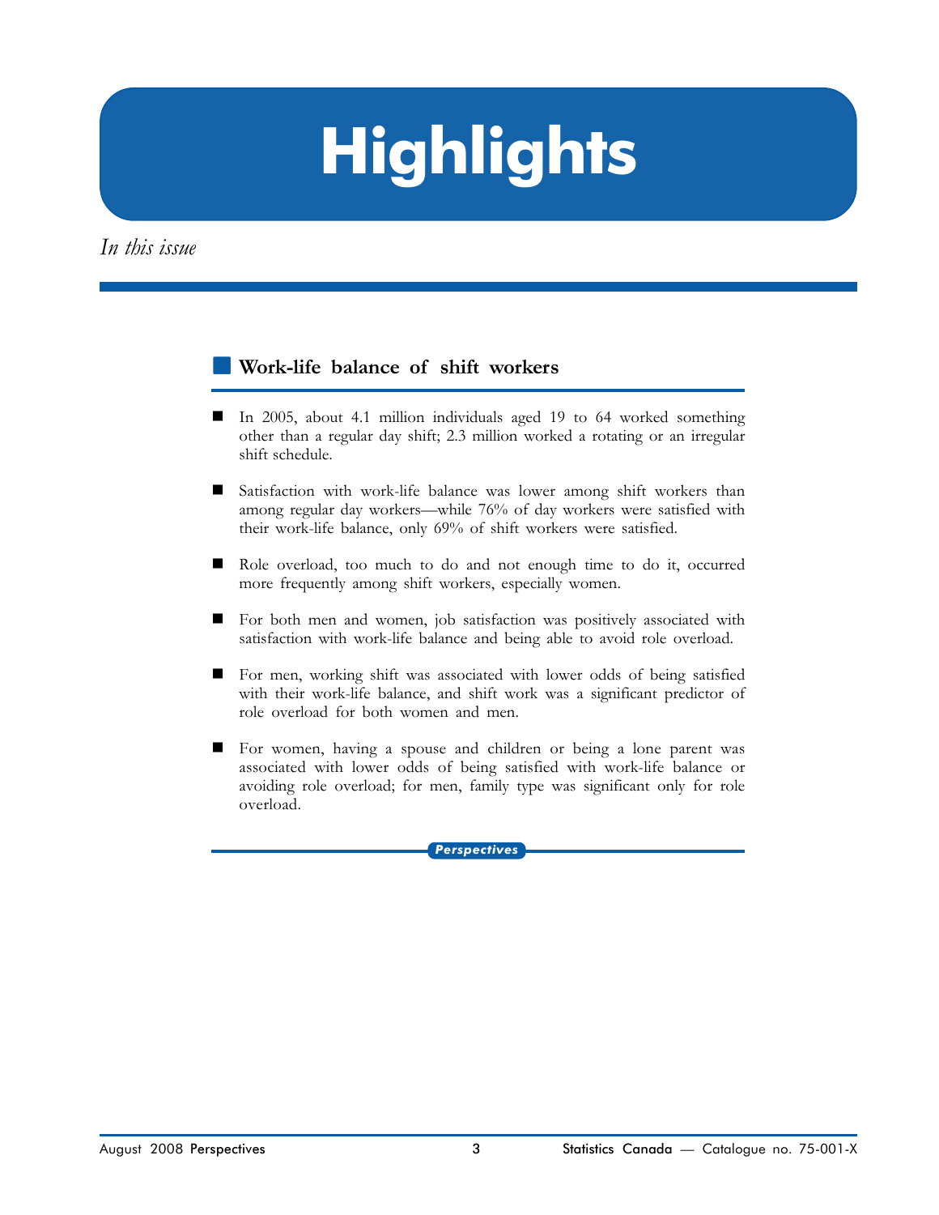# Highlights

*In this issue*

## Work-life balance of shift workers

- In 2005, about 4.1 million individuals aged 19 to 64 worked something other than a regular day shift; 2.3 million worked a rotating or an irregular shift schedule.

- Satisfaction with work-life balance was lower among shift workers than among regular day workers—while 76% of day workers were satisfied with their work-life balance, only 69% of shift workers were satisfied.

- Role overload, too much to do and not enough time to do it, occurred more frequently among shift workers, especially women.

- For both men and women, job satisfaction was positively associated with satisfaction with work-life balance and being able to avoid role overload.

- For men, working shift was associated with lower odds of being satisfied with their work-life balance, and shift work was a significant predictor of role overload for both women and men.

- For women, having a spouse and children or being a lone parent was associated with lower odds of being satisfied with work-life balance or avoiding role overload; for men, family type was significant only for role overload.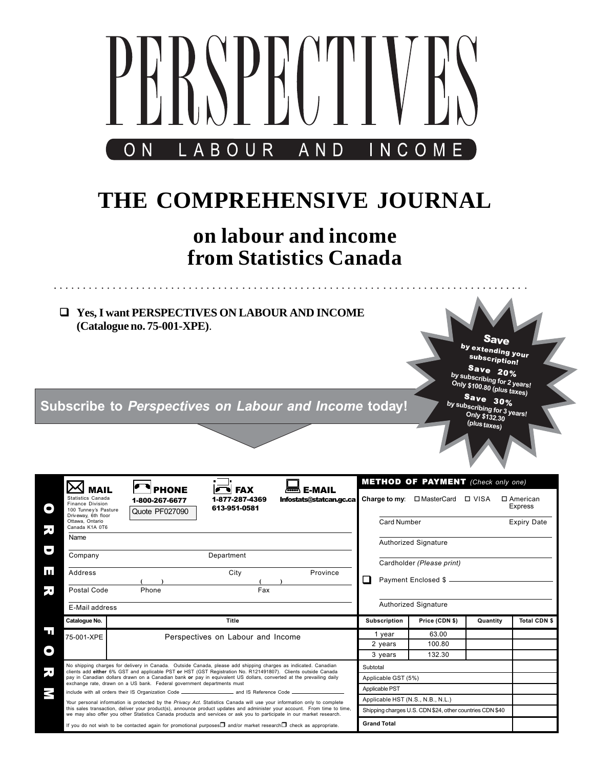# PERSPECTIVES

ON LABOUR AND INCOME

## THE COMPREHENSIVE JOURNAL

## on labour and income from Statistics Canada

☐ **Yes, I want PERSPECTIVES ON LABOUR AND INCOME (Catalogue no. 75-001-XPE).**

**Save by extending your subscription!**

**Save 20%** by subscribing for 2 years! Only $100.80 (plus taxes)

**Save 30%** by subscribing for 3 years! Only $132.30 (plus taxes)

**Subscribe to *Perspectives on Labour and Income* today!**

## ORDER FORM

**MAIL**
Statistics Canada
Finance Division
100 Tunney's Pasture Driveway, 6th floor
Ottawa, Ontario
Canada K1A 0T6

**PHONE**
1-800-267-6677
Quote PF027090

**FAX**
1-877-287-4369
613-951-0581

**E-MAIL**
Infostats@statcan.gc.ca

Name

Company — Department

Address — City — Province

Postal Code — Phone ( ) — Fax ( )

E-Mail address

**METHOD OF PAYMENT** *(Check only one)*

Charge to my: ☐ MasterCard ☐ VISA ☐ American Express

Card Number — Expiry Date

Authorized Signature

Cardholder *(Please print)*

☐ Payment Enclosed $ ______

Authorized Signature

| Catalogue No. | Title | Subscription | Price (CDN $) | Quantity | Total CDN $ |
|---|---|---|---|---|---|
| 75-001-XPE | Perspectives on Labour and Income | 1 year | 63.00 | | |
| | | 2 years | 100.80 | | |
| | | 3 years | 132.30 | | |
| | | Subtotal | | | |
| | | Applicable GST (5%) | | | |
| | | Applicable PST | | | |
| | | Applicable HST (N.S., N.B., N.L.) | | | |
| | | Shipping charges U.S. CDN $24, other countries CDN $40 | | | |
| | | **Grand Total** | | | |

No shipping charges for delivery in Canada. Outside Canada, please add shipping charges as indicated. Canadian clients add **either** 6% GST and applicable PST **or** HST (GST Registration No. R121491807). Clients outside Canada pay in Canadian dollars drawn on a Canadian bank **or** pay in equivalent US dollars, converted at the prevailing daily exchange rate, drawn on a US bank. Federal government departments must include with all orders their IS Organization Code ______ and IS Reference Code ______

Your personal information is protected by the *Privacy Act*. Statistics Canada will use your information only to complete this sales transaction, deliver your product(s), announce product updates and administer your account. From time to time, we may also offer you other Statistics Canada products and services or ask you to participate in our market research.

If you do not wish to be contacted again for promotional purposes☐ and/or market research☐ check as appropriate.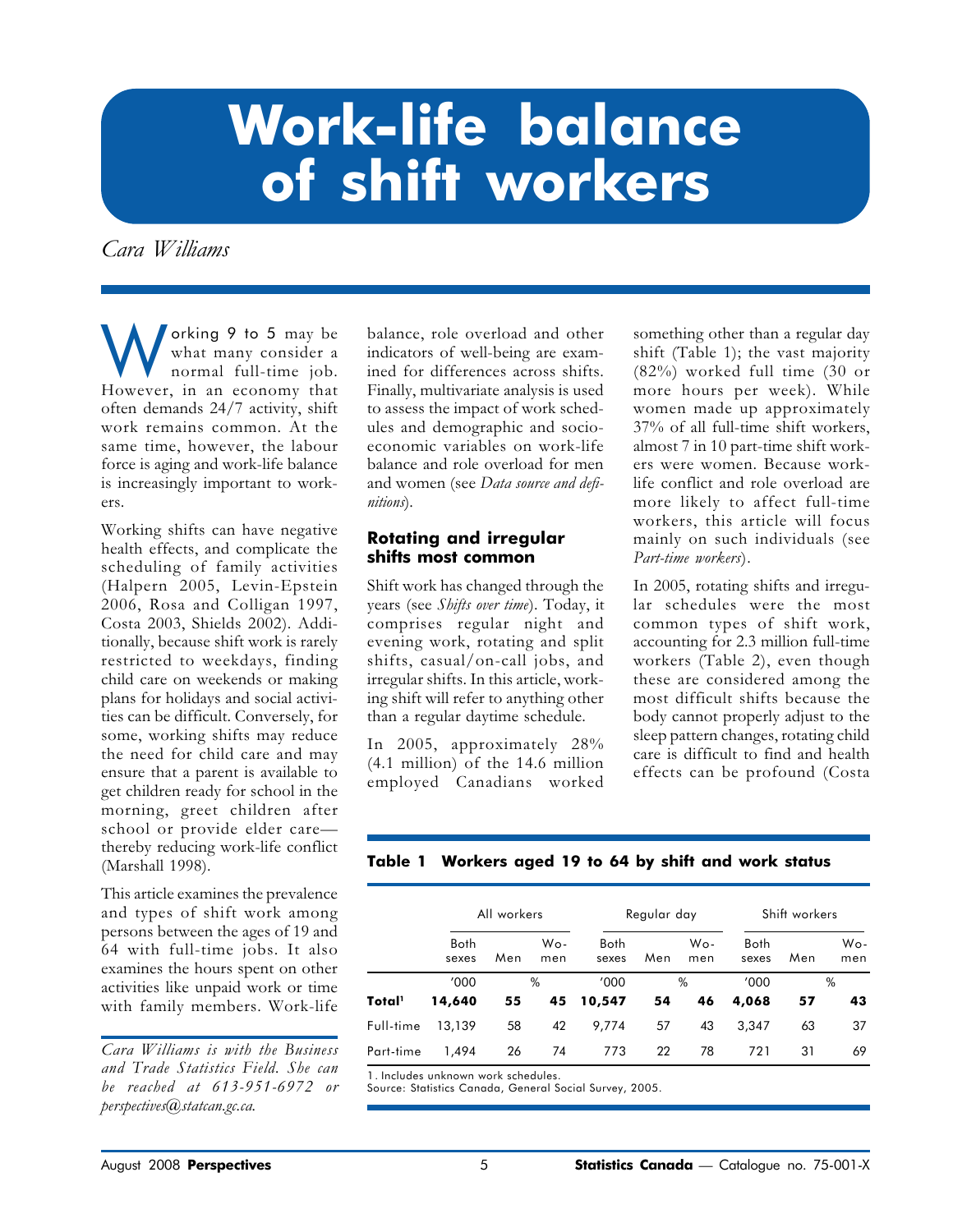# Work-life balance of shift workers

*Cara Williams*

Working 9 to 5 may be what many consider a normal full-time job. However, in an economy that often demands 24/7 activity, shift work remains common. At the same time, however, the labour force is aging and work-life balance is increasingly important to workers.

Working shifts can have negative health effects, and complicate the scheduling of family activities (Halpern 2005, Levin-Epstein 2006, Rosa and Colligan 1997, Costa 2003, Shields 2002). Additionally, because shift work is rarely restricted to weekdays, finding child care on weekends or making plans for holidays and social activities can be difficult. Conversely, for some, working shifts may reduce the need for child care and may ensure that a parent is available to get children ready for school in the morning, greet children after school or provide elder care—thereby reducing work-life conflict (Marshall 1998).

This article examines the prevalence and types of shift work among persons between the ages of 19 and 64 with full-time jobs. It also examines the hours spent on other activities like unpaid work or time with family members. Work-life balance, role overload and other indicators of well-being are examined for differences across shifts. Finally, multivariate analysis is used to assess the impact of work schedules and demographic and socio-economic variables on work-life balance and role overload for men and women (see *Data source and definitions*).

*Cara Williams is with the Business and Trade Statistics Field. She can be reached at 613-951-6972 or perspectives@statcan.gc.ca.*

## Rotating and irregular shifts most common

Shift work has changed through the years (see *Shifts over time*). Today, it comprises regular night and evening work, rotating and split shifts, casual/on-call jobs, and irregular shifts. In this article, working shift will refer to anything other than a regular daytime schedule.

In 2005, approximately 28% (4.1 million) of the 14.6 million employed Canadians worked something other than a regular day shift (Table 1); the vast majority (82%) worked full time (30 or more hours per week). While women made up approximately 37% of all full-time shift workers, almost 7 in 10 part-time shift workers were women. Because work-life conflict and role overload are more likely to affect full-time workers, this article will focus mainly on such individuals (see *Part-time workers*).

In 2005, rotating shifts and irregular schedules were the most common types of shift work, accounting for 2.3 million full-time workers (Table 2), even though these are considered among the most difficult shifts because the body cannot properly adjust to the sleep pattern changes, rotating child care is difficult to find and health effects can be profound (Costa

**Table 1 Workers aged 19 to 64 by shift and work status**

| | All workers | | | Regular day | | | Shift workers | | |
|---|---|---|---|---|---|---|---|---|---|
| | Both sexes | Men | Women | Both sexes | Men | Women | Both sexes | Men | Women |
| | '000 | % | | '000 | % | | '000 | % | |
| **Total[1]** | **14,640** | **55** | **45** | **10,547** | **54** | **46** | **4,068** | **57** | **43** |
| Full-time | 13,139 | 58 | 42 | 9,774 | 57 | 43 | 3,347 | 63 | 37 |
| Part-time | 1,494 | 26 | 74 | 773 | 22 | 78 | 721 | 31 | 69 |

1. Includes unknown work schedules.
Source: Statistics Canada, General Social Survey, 2005.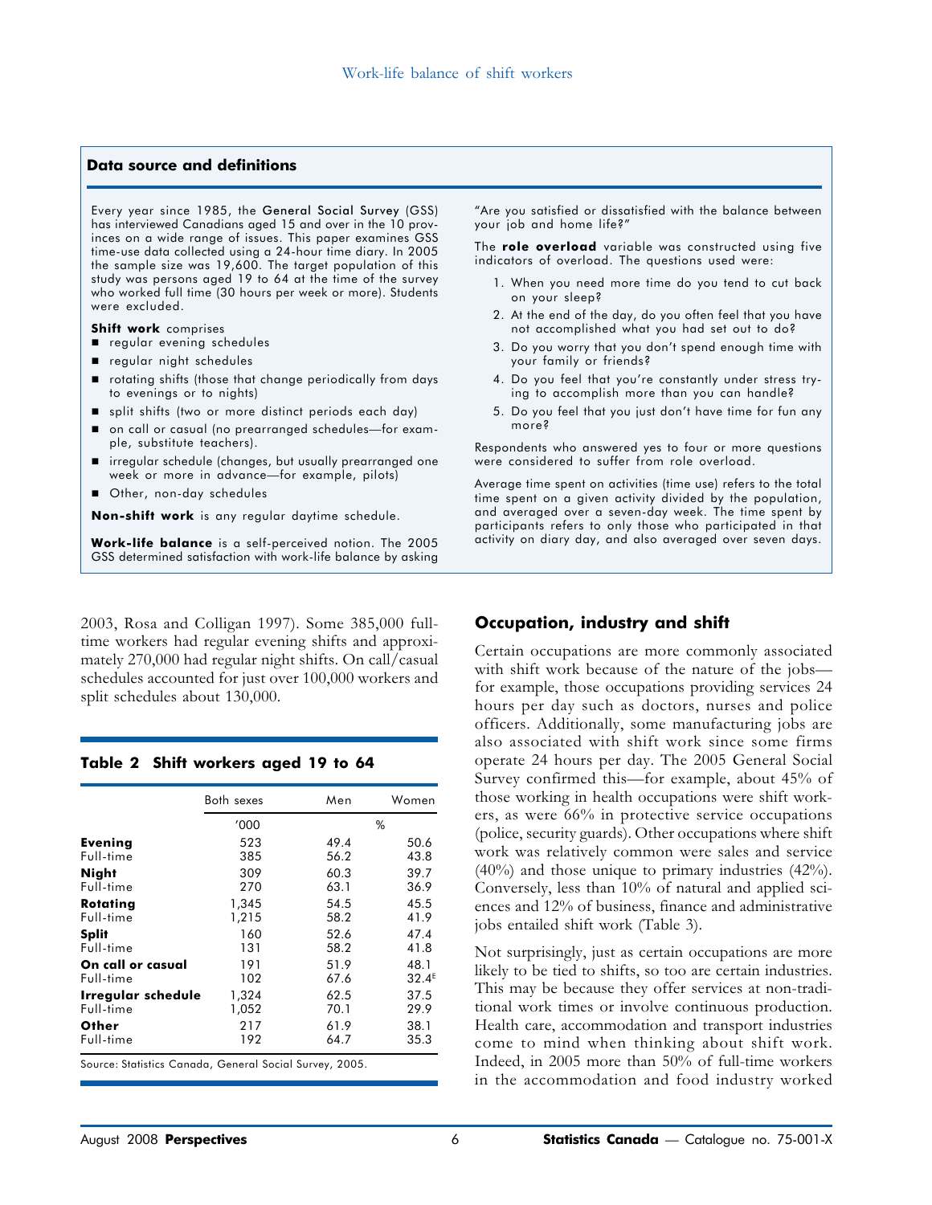### Data source and definitions

Every year since 1985, the General Social Survey (GSS) has interviewed Canadians aged 15 and over in the 10 provinces on a wide range of issues. This paper examines GSS time-use data collected using a 24-hour time diary. In 2005 the sample size was 19,600. The target population of this study was persons aged 19 to 64 at the time of the survey who worked full time (30 hours per week or more). Students were excluded.

**Shift work** comprises

- regular evening schedules
- regular night schedules
- rotating shifts (those that change periodically from days to evenings or to nights)
- split shifts (two or more distinct periods each day)
- on call or casual (no prearranged schedules—for example, substitute teachers).
- irregular schedule (changes, but usually prearranged one week or more in advance—for example, pilots)
- Other, non-day schedules

**Non-shift work** is any regular daytime schedule.

**Work-life balance** is a self-perceived notion. The 2005 GSS determined satisfaction with work-life balance by asking "Are you satisfied or dissatisfied with the balance between your job and home life?"

The **role overload** variable was constructed using five indicators of overload. The questions used were:

1. When you need more time do you tend to cut back on your sleep?
2. At the end of the day, do you often feel that you have not accomplished what you had set out to do?
3. Do you worry that you don't spend enough time with your family or friends?
4. Do you feel that you're constantly under stress trying to accomplish more than you can handle?
5. Do you feel that you just don't have time for fun any more?

Respondents who answered yes to four or more questions were considered to suffer from role overload.

Average time spent on activities (time use) refers to the total time spent on a given activity divided by the population, and averaged over a seven-day week. The time spent by participants refers to only those who participated in that activity on diary day, and also averaged over seven days.

2003, Rosa and Colligan 1997). Some 385,000 full-time workers had regular evening shifts and approximately 270,000 had regular night shifts. On call/casual schedules accounted for just over 100,000 workers and split schedules about 130,000.

**Table 2 Shift workers aged 19 to 64**

| | Both sexes | Men | Women |
|---|---|---|---|
| | '000 | % | |
| **Evening** | 523 | 49.4 | 50.6 |
| Full-time | 385 | 56.2 | 43.8 |
| **Night** | 309 | 60.3 | 39.7 |
| Full-time | 270 | 63.1 | 36.9 |
| **Rotating** | 1,345 | 54.5 | 45.5 |
| Full-time | 1,215 | 58.2 | 41.9 |
| **Split** | 160 | 52.6 | 47.4 |
| Full-time | 131 | 58.2 | 41.8 |
| **On call or casual** | 191 | 51.9 | 48.1 |
| Full-time | 102 | 67.6 | 32.4E |
| **Irregular schedule** | 1,324 | 62.5 | 37.5 |
| Full-time | 1,052 | 70.1 | 29.9 |
| **Other** | 217 | 61.9 | 38.1 |
| Full-time | 192 | 64.7 | 35.3 |

Source: Statistics Canada, General Social Survey, 2005.

## Occupation, industry and shift

Certain occupations are more commonly associated with shift work because of the nature of the jobs—for example, those occupations providing services 24 hours per day such as doctors, nurses and police officers. Additionally, some manufacturing jobs are also associated with shift work since some firms operate 24 hours per day. The 2005 General Social Survey confirmed this—for example, about 45% of those working in health occupations were shift workers, as were 66% in protective service occupations (police, security guards). Other occupations where shift work was relatively common were sales and service (40%) and those unique to primary industries (42%). Conversely, less than 10% of natural and applied sciences and 12% of business, finance and administrative jobs entailed shift work (Table 3).

Not surprisingly, just as certain occupations are more likely to be tied to shifts, so too are certain industries. This may be because they offer services at non-traditional work times or involve continuous production. Health care, accommodation and transport industries come to mind when thinking about shift work. Indeed, in 2005 more than 50% of full-time workers in the accommodation and food industry worked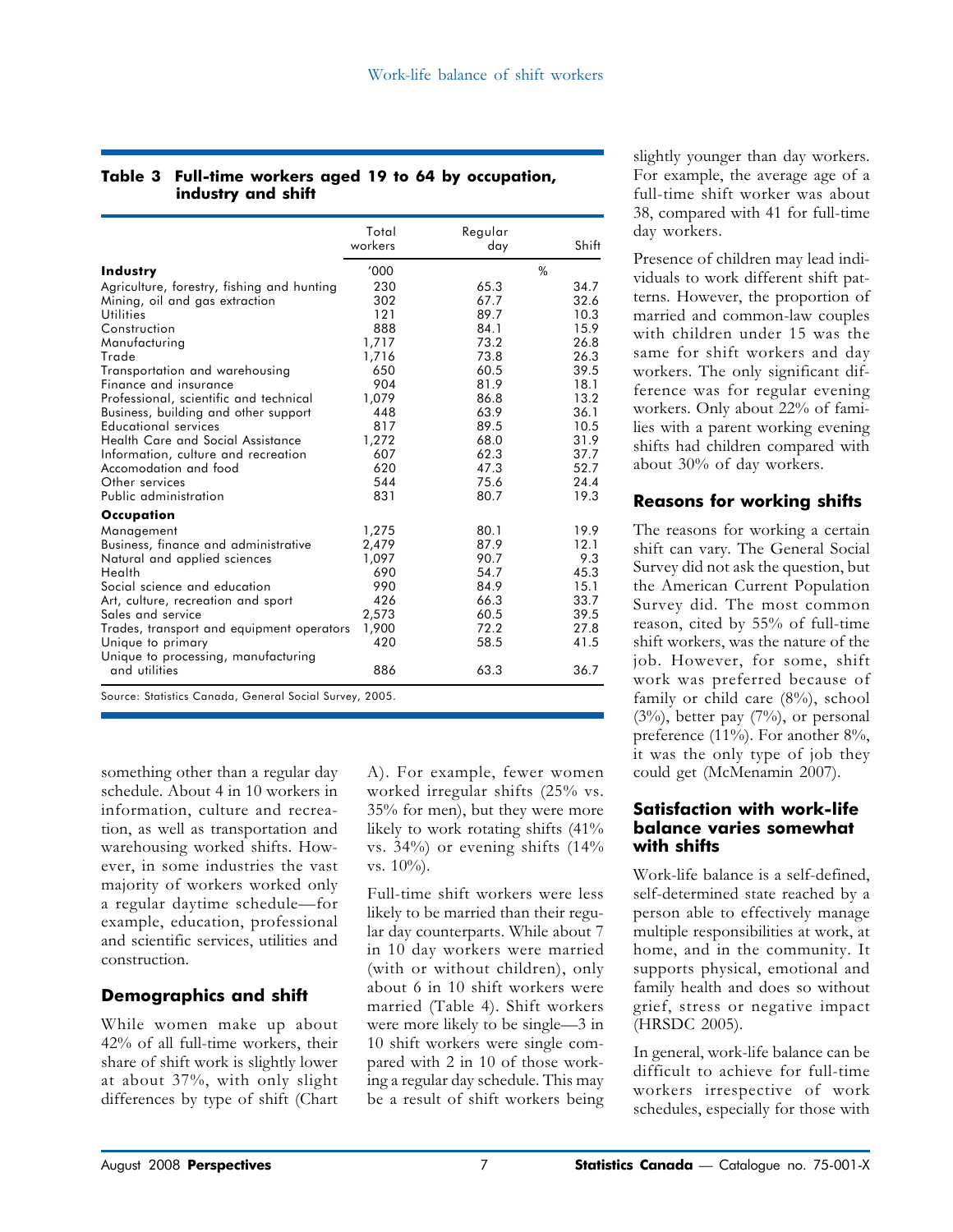**Table 3 Full-time workers aged 19 to 64 by occupation, industry and shift**

| | Total workers | Regular day | Shift |
|---|---|---|---|
| **Industry** | '000 | % | |
| Agriculture, forestry, fishing and hunting | 230 | 65.3 | 34.7 |
| Mining, oil and gas extraction | 302 | 67.7 | 32.6 |
| Utilities | 121 | 89.7 | 10.3 |
| Construction | 888 | 84.1 | 15.9 |
| Manufacturing | 1,717 | 73.2 | 26.8 |
| Trade | 1,716 | 73.8 | 26.3 |
| Transportation and warehousing | 650 | 60.5 | 39.5 |
| Finance and insurance | 904 | 81.9 | 18.1 |
| Professional, scientific and technical | 1,079 | 86.8 | 13.2 |
| Business, building and other support | 448 | 63.9 | 36.1 |
| Educational services | 817 | 89.5 | 10.5 |
| Health Care and Social Assistance | 1,272 | 68.0 | 31.9 |
| Information, culture and recreation | 607 | 62.3 | 37.7 |
| Accomodation and food | 620 | 47.3 | 52.7 |
| Other services | 544 | 75.6 | 24.4 |
| Public administration | 831 | 80.7 | 19.3 |
| **Occupation** | | | |
| Management | 1,275 | 80.1 | 19.9 |
| Business, finance and administrative | 2,479 | 87.9 | 12.1 |
| Natural and applied sciences | 1,097 | 90.7 | 9.3 |
| Health | 690 | 54.7 | 45.3 |
| Social science and education | 990 | 84.9 | 15.1 |
| Art, culture, recreation and sport | 426 | 66.3 | 33.7 |
| Sales and service | 2,573 | 60.5 | 39.5 |
| Trades, transport and equipment operators | 1,900 | 72.2 | 27.8 |
| Unique to primary | 420 | 58.5 | 41.5 |
| Unique to processing, manufacturing and utilities | 886 | 63.3 | 36.7 |

Source: Statistics Canada, General Social Survey, 2005.

something other than a regular day schedule. About 4 in 10 workers in information, culture and recreation, as well as transportation and warehousing worked shifts. However, in some industries the vast majority of workers worked only a regular daytime schedule—for example, education, professional and scientific services, utilities and construction.

## Demographics and shift

While women make up about 42% of all full-time workers, their share of shift work is slightly lower at about 37%, with only slight differences by type of shift (Chart A). For example, fewer women worked irregular shifts (25% vs. 35% for men), but they were more likely to work rotating shifts (41% vs. 34%) or evening shifts (14% vs. 10%).

Full-time shift workers were less likely to be married than their regular day counterparts. While about 7 in 10 day workers were married (with or without children), only about 6 in 10 shift workers were married (Table 4). Shift workers were more likely to be single—3 in 10 shift workers were single compared with 2 in 10 of those working a regular day schedule. This may be a result of shift workers being slightly younger than day workers. For example, the average age of a full-time shift worker was about 38, compared with 41 for full-time day workers.

Presence of children may lead individuals to work different shift patterns. However, the proportion of married and common-law couples with children under 15 was the same for shift workers and day workers. The only significant difference was for regular evening workers. Only about 22% of families with a parent working evening shifts had children compared with about 30% of day workers.

## Reasons for working shifts

The reasons for working a certain shift can vary. The General Social Survey did not ask the question, but the American Current Population Survey did. The most common reason, cited by 55% of full-time shift workers, was the nature of the job. However, for some, shift work was preferred because of family or child care (8%), school (3%), better pay (7%), or personal preference (11%). For another 8%, it was the only type of job they could get (McMenamin 2007).

## Satisfaction with work-life balance varies somewhat with shifts

Work-life balance is a self-defined, self-determined state reached by a person able to effectively manage multiple responsibilities at work, at home, and in the community. It supports physical, emotional and family health and does so without grief, stress or negative impact (HRSDC 2005).

In general, work-life balance can be difficult to achieve for full-time workers irrespective of work schedules, especially for those with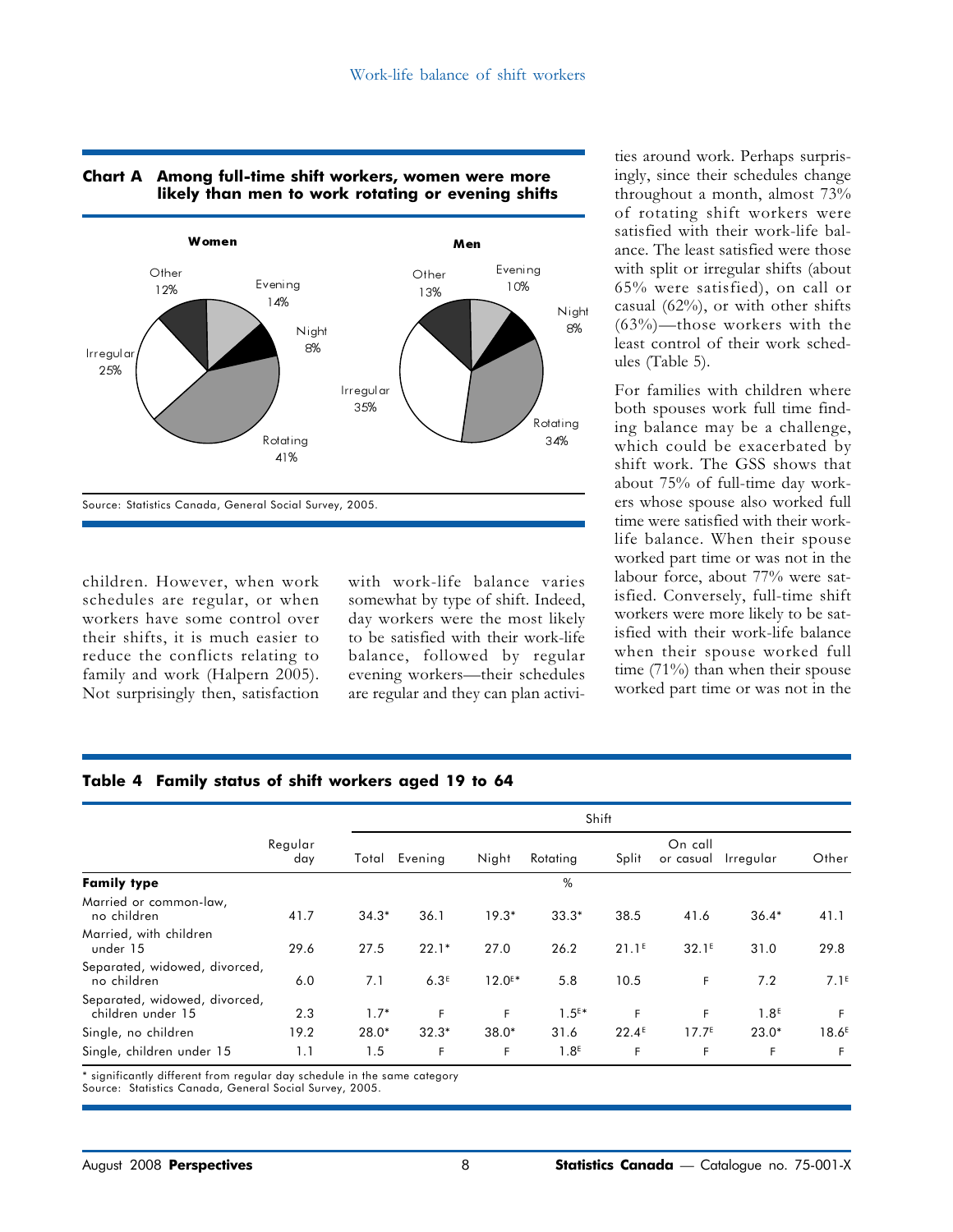**Chart A Among full-time shift workers, women were more likely than men to work rotating or evening shifts**

| | Women | Men |
|---|---|---|
| Evening | 14% | 10% |
| Night | 8% | 8% |
| Rotating | 41% | 34% |
| Irregular | 25% | 35% |
| Other | 12% | 13% |

Source: Statistics Canada, General Social Survey, 2005.

children. However, when work schedules are regular, or when workers have some control over their shifts, it is much easier to reduce the conflicts relating to family and work (Halpern 2005). Not surprisingly then, satisfaction with work-life balance varies somewhat by type of shift. Indeed, day workers were the most likely to be satisfied with their work-life balance, followed by regular evening workers—their schedules are regular and they can plan activities around work. Perhaps surprisingly, since their schedules change throughout a month, almost 73% of rotating shift workers were satisfied with their work-life balance. The least satisfied were those with split or irregular shifts (about 65% were satisfied), on call or casual (62%), or with other shifts (63%)—those workers with the least control of their work schedules (Table 5).

For families with children where both spouses work full time finding balance may be a challenge, which could be exacerbated by shift work. The GSS shows that about 75% of full-time day workers whose spouse also worked full time were satisfied with their work-life balance. When their spouse worked part time or was not in the labour force, about 77% were satisfied. Conversely, full-time shift workers were more likely to be satisfied with their work-life balance when their spouse worked full time (71%) than when their spouse worked part time or was not in the

**Table 4 Family status of shift workers aged 19 to 64**

| | Regular day | Shift | | | | | | | |
|---|---|---|---|---|---|---|---|---|---|
| | | Total | Evening | Night | Rotating | Split | On call or casual | Irregular | Other |
| **Family type** | % | | | | | | | | |
| Married or common-law, no children | 41.7 | 34.3* | 36.1 | 19.3* | 33.3* | 38.5 | 41.6 | 36.4* | 41.1 |
| Married, with children under 15 | 29.6 | 27.5 | 22.1* | 27.0 | 26.2 | 21.1E | 32.1E | 31.0 | 29.8 |
| Separated, widowed, divorced, no children | 6.0 | 7.1 | 6.3E | 12.0E* | 5.8 | 10.5 | F | 7.2 | 7.1E |
| Separated, widowed, divorced, children under 15 | 2.3 | 1.7* | F | F | 1.5E* | F | F | 1.8E | F |
| Single, no children | 19.2 | 28.0* | 32.3* | 38.0* | 31.6 | 22.4E | 17.7E | 23.0* | 18.6E |
| Single, children under 15 | 1.1 | 1.5 | F | F | 1.8E | F | F | F | F |

\* significantly different from regular day schedule in the same category
Source: Statistics Canada, General Social Survey, 2005.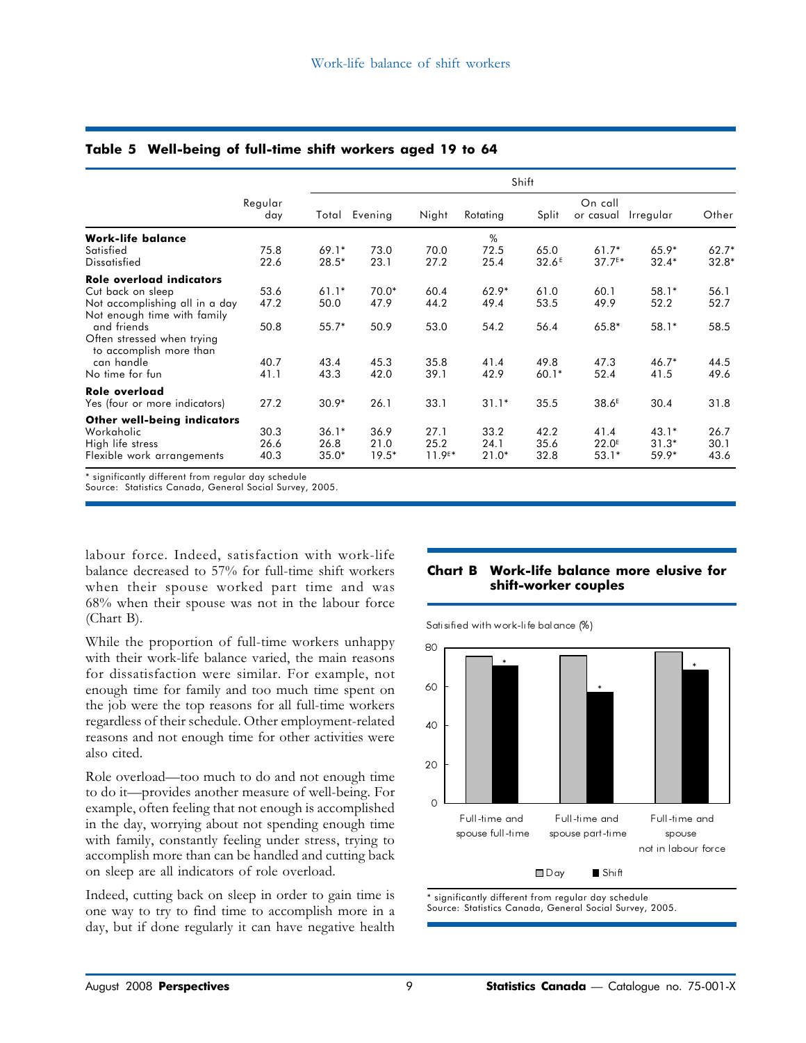## Table 5 Well-being of full-time shift workers aged 19 to 64

| | Regular day | Shift | | | | | | | |
|---|---|---|---|---|---|---|---|---|---|
| | | Total | Evening | Night | Rotating | Split | On call or casual | Irregular | Other |
| | | | | | % | | | | |
| **Work-life balance** | | | | | | | | | |
| Satisfied | 75.8 | 69.1* | 73.0 | 70.0 | 72.5 | 65.0 | 61.7* | 65.9* | 62.7* |
| Dissatisfied | 22.6 | 28.5* | 23.1 | 27.2 | 25.4 | 32.6ᴱ | 37.7ᴱ* | 32.4* | 32.8* |
| **Role overload indicators** | | | | | | | | | |
| Cut back on sleep | 53.6 | 61.1* | 70.0* | 60.4 | 62.9* | 61.0 | 60.1 | 58.1* | 56.1 |
| Not accomplishing all in a day | 47.2 | 50.0 | 47.9 | 44.2 | 49.4 | 53.5 | 49.9 | 52.2 | 52.7 |
| Not enough time with family and friends | 50.8 | 55.7* | 50.9 | 53.0 | 54.2 | 56.4 | 65.8* | 58.1* | 58.5 |
| Often stressed when trying to accomplish more than can handle | 40.7 | 43.4 | 45.3 | 35.8 | 41.4 | 49.8 | 47.3 | 46.7* | 44.5 |
| No time for fun | 41.1 | 43.3 | 42.0 | 39.1 | 42.9 | 60.1* | 52.4 | 41.5 | 49.6 |
| **Role overload** | | | | | | | | | |
| Yes (four or more indicators) | 27.2 | 30.9* | 26.1 | 33.1 | 31.1* | 35.5 | 38.6ᴱ | 30.4 | 31.8 |
| **Other well-being indicators** | | | | | | | | | |
| Workaholic | 30.3 | 36.1* | 36.9 | 27.1 | 33.2 | 42.2 | 41.4 | 43.1* | 26.7 |
| High life stress | 26.6 | 26.8 | 21.0 | 25.2 | 24.1 | 35.6 | 22.0ᴱ | 31.3* | 30.1 |
| Flexible work arrangements | 40.3 | 35.0* | 19.5* | 11.9ᴱ* | 21.0* | 32.8 | 53.1* | 59.9* | 43.6 |

\* significantly different from regular day schedule
Source: Statistics Canada, General Social Survey, 2005.

labour force. Indeed, satisfaction with work-life balance decreased to 57% for full-time shift workers when their spouse worked part time and was 68% when their spouse was not in the labour force (Chart B).

While the proportion of full-time workers unhappy with their work-life balance varied, the main reasons for dissatisfaction were similar. For example, not enough time for family and too much time spent on the job were the top reasons for all full-time workers regardless of their schedule. Other employment-related reasons and not enough time for other activities were also cited.

Role overload—too much to do and not enough time to do it—provides another measure of well-being. For example, often feeling that not enough is accomplished in the day, worrying about not spending enough time with family, constantly feeling under stress, trying to accomplish more than can be handled and cutting back on sleep are all indicators of role overload.

Indeed, cutting back on sleep in order to gain time is one way to try to find time to accomplish more in a day, but if done regularly it can have negative health

### Chart B Work-life balance more elusive for shift-worker couples

Satisified with work-life balance (%)

| | Day | Shift |
|---|---|---|
| Full-time and spouse full-time | ~76 | ~71* |
| Full-time and spouse part-time | ~76 | ~57* |
| Full-time and spouse not in labour force | ~78 | ~68* |

\* significantly different from regular day schedule
Source: Statistics Canada, General Social Survey, 2005.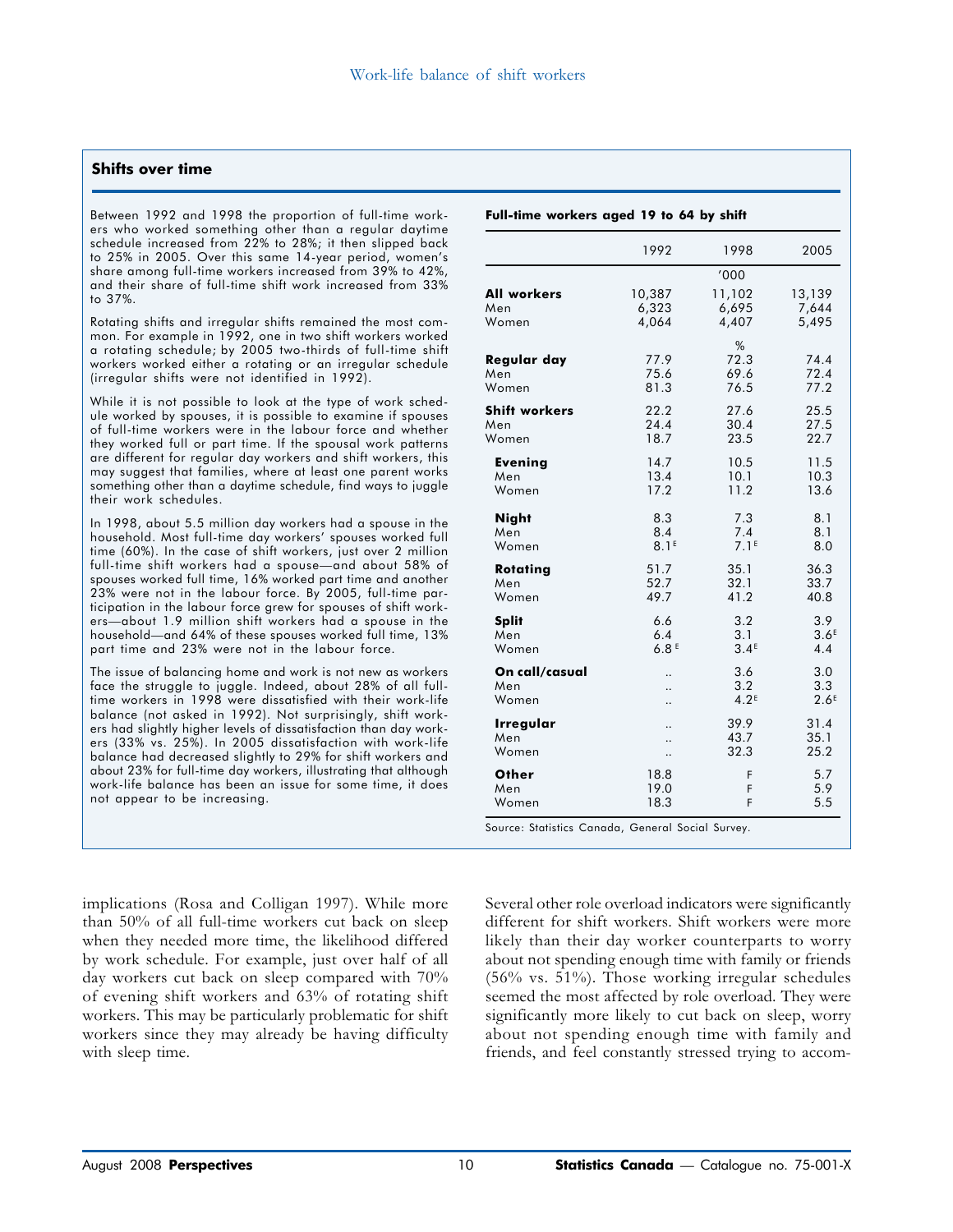### Shifts over time

Between 1992 and 1998 the proportion of full-time workers who worked something other than a regular daytime schedule increased from 22% to 28%; it then slipped back to 25% in 2005. Over this same 14-year period, women's share among full-time workers increased from 39% to 42%, and their share of full-time shift work increased from 33% to 37%.

Rotating shifts and irregular shifts remained the most common. For example in 1992, one in two shift workers worked a rotating schedule; by 2005 two-thirds of full-time shift workers worked either a rotating or an irregular schedule (irregular shifts were not identified in 1992).

While it is not possible to look at the type of work schedule worked by spouses, it is possible to examine if spouses of full-time workers were in the labour force and whether they worked full or part time. If the spousal work patterns are different for regular day workers and shift workers, this may suggest that families, where at least one parent works something other than a daytime schedule, find ways to juggle their work schedules.

In 1998, about 5.5 million day workers had a spouse in the household. Most full-time day workers' spouses worked full time (60%). In the case of shift workers, just over 2 million full-time shift workers had a spouse—and about 58% of spouses worked full time, 16% worked part time and another 23% were not in the labour force. By 2005, full-time participation in the labour force grew for spouses of shift workers—about 1.9 million shift workers had a spouse in the household—and 64% of these spouses worked full time, 13% part time and 23% were not in the labour force.

The issue of balancing home and work is not new as workers face the struggle to juggle. Indeed, about 28% of all full-time workers in 1998 were dissatisfied with their work-life balance (not asked in 1992). Not surprisingly, shift workers had slightly higher levels of dissatisfaction than day workers (33% vs. 25%). In 2005 dissatisfaction with work-life balance had decreased slightly to 29% for shift workers and about 23% for full-time day workers, illustrating that although work-life balance has been an issue for some time, it does not appear to be increasing.

**Full-time workers aged 19 to 64 by shift**

| | 1992 | 1998 | 2005 |
|---|---|---|---|
| | | '000 | |
| **All workers** | 10,387 | 11,102 | 13,139 |
| Men | 6,323 | 6,695 | 7,644 |
| Women | 4,064 | 4,407 | 5,495 |
| | | % | |
| **Regular day** | 77.9 | 72.3 | 74.4 |
| Men | 75.6 | 69.6 | 72.4 |
| Women | 81.3 | 76.5 | 77.2 |
| **Shift workers** | 22.2 | 27.6 | 25.5 |
| Men | 24.4 | 30.4 | 27.5 |
| Women | 18.7 | 23.5 | 22.7 |
| **Evening** | 14.7 | 10.5 | 11.5 |
| Men | 13.4 | 10.1 | 10.3 |
| Women | 17.2 | 11.2 | 13.6 |
| **Night** | 8.3 | 7.3 | 8.1 |
| Men | 8.4 | 7.4 | 8.1 |
| Women | 8.1 E | 7.1 E | 8.0 |
| **Rotating** | 51.7 | 35.1 | 36.3 |
| Men | 52.7 | 32.1 | 33.7 |
| Women | 49.7 | 41.2 | 40.8 |
| **Split** | 6.6 | 3.2 | 3.9 |
| Men | 6.4 | 3.1 | 3.6 E |
| Women | 6.8 E | 3.4 E | 4.4 |
| **On call/casual** | .. | 3.6 | 3.0 |
| Men | .. | 3.2 | 3.3 |
| Women | .. | 4.2 E | 2.6 E |
| **Irregular** | .. | 39.9 | 31.4 |
| Men | .. | 43.7 | 35.1 |
| Women | .. | 32.3 | 25.2 |
| **Other** | 18.8 | F | 5.7 |
| Men | 19.0 | F | 5.9 |
| Women | 18.3 | F | 5.5 |

Source: Statistics Canada, General Social Survey.

implications (Rosa and Colligan 1997). While more than 50% of all full-time workers cut back on sleep when they needed more time, the likelihood differed by work schedule. For example, just over half of all day workers cut back on sleep compared with 70% of evening shift workers and 63% of rotating shift workers. This may be particularly problematic for shift workers since they may already be having difficulty with sleep time.

Several other role overload indicators were significantly different for shift workers. Shift workers were more likely than their day worker counterparts to worry about not spending enough time with family or friends (56% vs. 51%). Those working irregular schedules seemed the most affected by role overload. They were significantly more likely to cut back on sleep, worry about not spending enough time with family and friends, and feel constantly stressed trying to accom-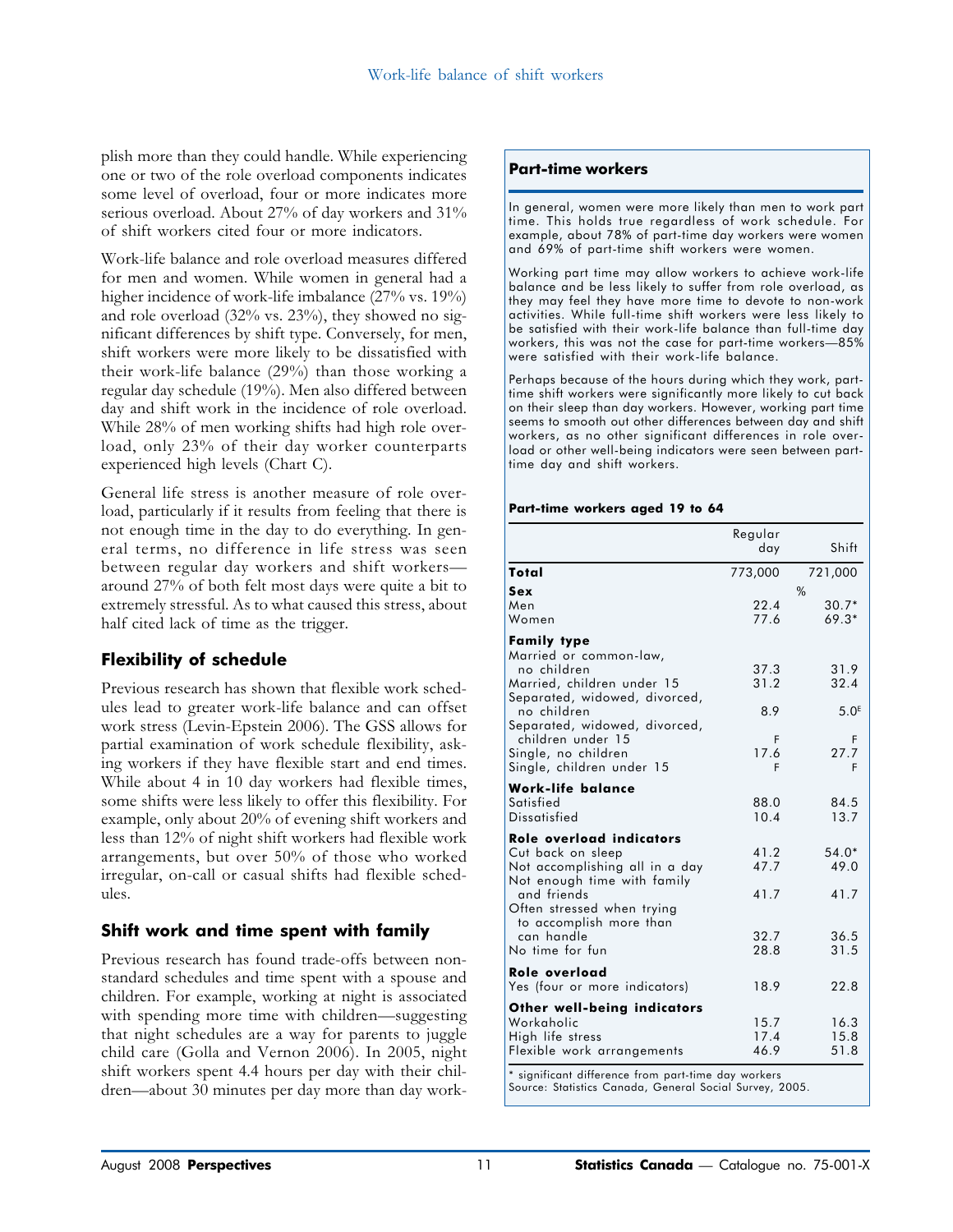plish more than they could handle. While experiencing one or two of the role overload components indicates some level of overload, four or more indicates more serious overload. About 27% of day workers and 31% of shift workers cited four or more indicators.

Work-life balance and role overload measures differed for men and women. While women in general had a higher incidence of work-life imbalance (27% vs. 19%) and role overload (32% vs. 23%), they showed no significant differences by shift type. Conversely, for men, shift workers were more likely to be dissatisfied with their work-life balance (29%) than those working a regular day schedule (19%). Men also differed between day and shift work in the incidence of role overload. While 28% of men working shifts had high role overload, only 23% of their day worker counterparts experienced high levels (Chart C).

General life stress is another measure of role overload, particularly if it results from feeling that there is not enough time in the day to do everything. In general terms, no difference in life stress was seen between regular day workers and shift workers—around 27% of both felt most days were quite a bit to extremely stressful. As to what caused this stress, about half cited lack of time as the trigger.

## Flexibility of schedule

Previous research has shown that flexible work schedules lead to greater work-life balance and can offset work stress (Levin-Epstein 2006). The GSS allows for partial examination of work schedule flexibility, asking workers if they have flexible start and end times. While about 4 in 10 day workers had flexible times, some shifts were less likely to offer this flexibility. For example, only about 20% of evening shift workers and less than 12% of night shift workers had flexible work arrangements, but over 50% of those who worked irregular, on-call or casual shifts had flexible schedules.

## Shift work and time spent with family

Previous research has found trade-offs between non-standard schedules and time spent with a spouse and children. For example, working at night is associated with spending more time with children—suggesting that night schedules are a way for parents to juggle child care (Golla and Vernon 2006). In 2005, night shift workers spent 4.4 hours per day with their children—about 30 minutes per day more than day work-

### Part-time workers

In general, women were more likely than men to work part time. This holds true regardless of work schedule. For example, about 78% of part-time day workers were women and 69% of part-time shift workers were women.

Working part time may allow workers to achieve work-life balance and be less likely to suffer from role overload, as they may feel they have more time to devote to non-work activities. While full-time shift workers were less likely to be satisfied with their work-life balance than full-time day workers, this was not the case for part-time workers—85% were satisfied with their work-life balance.

Perhaps because of the hours during which they work, part-time shift workers were significantly more likely to cut back on their sleep than day workers. However, working part time seems to smooth out other differences between day and shift workers, as no other significant differences in role overload or other well-being indicators were seen between part-time day and shift workers.

**Part-time workers aged 19 to 64**

| | Regular day | Shift |
|---|---|---|
| **Total** | 773,000 | 721,000 |
| **Sex** | | % |
| Men | 22.4 | 30.7* |
| Women | 77.6 | 69.3* |
| **Family type** | | |
| Married or common-law, no children | 37.3 | 31.9 |
| Married, children under 15 | 31.2 | 32.4 |
| Separated, widowed, divorced, no children | 8.9 | 5.0E |
| Separated, widowed, divorced, children under 15 | F | F |
| Single, no children | 17.6 | 27.7 |
| Single, children under 15 | F | F |
| **Work-life balance** | | |
| Satisfied | 88.0 | 84.5 |
| Dissatisfied | 10.4 | 13.7 |
| **Role overload indicators** | | |
| Cut back on sleep | 41.2 | 54.0* |
| Not accomplishing all in a day | 47.7 | 49.0 |
| Not enough time with family and friends | 41.7 | 41.7 |
| Often stressed when trying to accomplish more than can handle | 32.7 | 36.5 |
| No time for fun | 28.8 | 31.5 |
| **Role overload** | | |
| Yes (four or more indicators) | 18.9 | 22.8 |
| **Other well-being indicators** | | |
| Workaholic | 15.7 | 16.3 |
| High life stress | 17.4 | 15.8 |
| Flexible work arrangements | 46.9 | 51.8 |

\* significant difference from part-time day workers
Source: Statistics Canada, General Social Survey, 2005.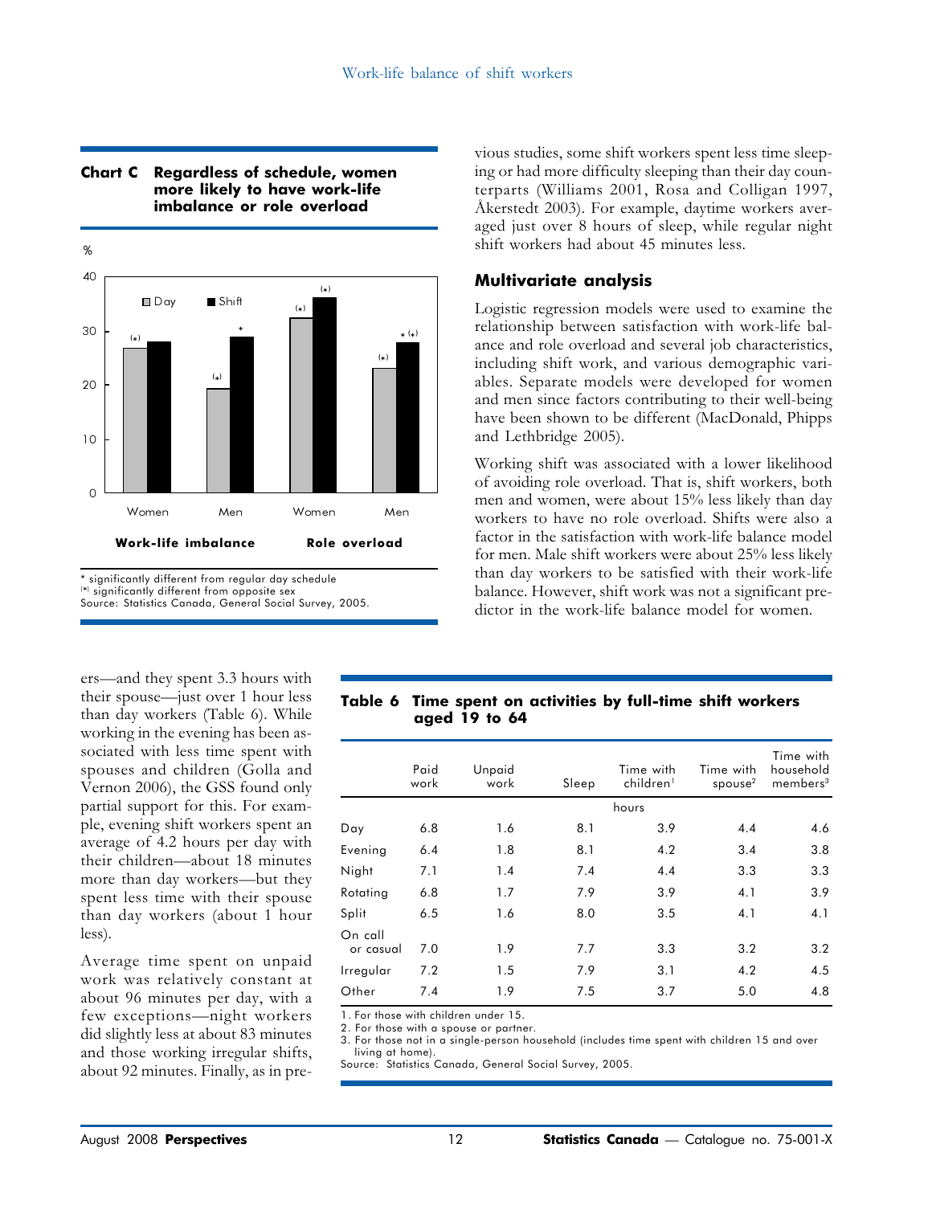**Chart C Regardless of schedule, women more likely to have work-life imbalance or role overload**

| | Work-life imbalance | | Role overload | |
|---|---|---|---|---|
| | Women | Men | Women | Men |
| Day | 27 (*) | 19 (*) | 32 (*) | 23 (*) |
| Shift | 28 | 29 * | 36 (*) | 28 * (*) |

\* significantly different from regular day schedule
(*) significantly different from opposite sex
Source: Statistics Canada, General Social Survey, 2005.

ers—and they spent 3.3 hours with their spouse—just over 1 hour less than day workers (Table 6). While working in the evening has been associated with less time spent with spouses and children (Golla and Vernon 2006), the GSS found only partial support for this. For example, evening shift workers spent an average of 4.2 hours per day with their children—about 18 minutes more than day workers—but they spent less time with their spouse than day workers (about 1 hour less).

Average time spent on unpaid work was relatively constant at about 96 minutes per day, with a few exceptions—night workers did slightly less at about 83 minutes and those working irregular shifts, about 92 minutes. Finally, as in previous studies, some shift workers spent less time sleeping or had more difficulty sleeping than their day counterparts (Williams 2001, Rosa and Colligan 1997, Åkerstedt 2003). For example, daytime workers averaged just over 8 hours of sleep, while regular night shift workers had about 45 minutes less.

**Table 6 Time spent on activities by full-time shift workers aged 19 to 64**

| | Paid work | Unpaid work | Sleep | Time with children[1] | Time with spouse[2] | Time with household members[3] |
|---|---|---|---|---|---|---|
| | | | hours | | | |
| Day | 6.8 | 1.6 | 8.1 | 3.9 | 4.4 | 4.6 |
| Evening | 6.4 | 1.8 | 8.1 | 4.2 | 3.4 | 3.8 |
| Night | 7.1 | 1.4 | 7.4 | 4.4 | 3.3 | 3.3 |
| Rotating | 6.8 | 1.7 | 7.9 | 3.9 | 4.1 | 3.9 |
| Split | 6.5 | 1.6 | 8.0 | 3.5 | 4.1 | 4.1 |
| On call or casual | 7.0 | 1.9 | 7.7 | 3.3 | 3.2 | 3.2 |
| Irregular | 7.2 | 1.5 | 7.9 | 3.1 | 4.2 | 4.5 |
| Other | 7.4 | 1.9 | 7.5 | 3.7 | 5.0 | 4.8 |

1. For those with children under 15.
2. For those with a spouse or partner.
3. For those not in a single-person household (includes time spent with children 15 and over living at home).
Source: Statistics Canada, General Social Survey, 2005.

## Multivariate analysis

Logistic regression models were used to examine the relationship between satisfaction with work-life balance and role overload and several job characteristics, including shift work, and various demographic variables. Separate models were developed for women and men since factors contributing to their well-being have been shown to be different (MacDonald, Phipps and Lethbridge 2005).

Working shift was associated with a lower likelihood of avoiding role overload. That is, shift workers, both men and women, were about 15% less likely than day workers to have no role overload. Shifts were also a factor in the satisfaction with work-life balance model for men. Male shift workers were about 25% less likely than day workers to be satisfied with their work-life balance. However, shift work was not a significant predictor in the work-life balance model for women.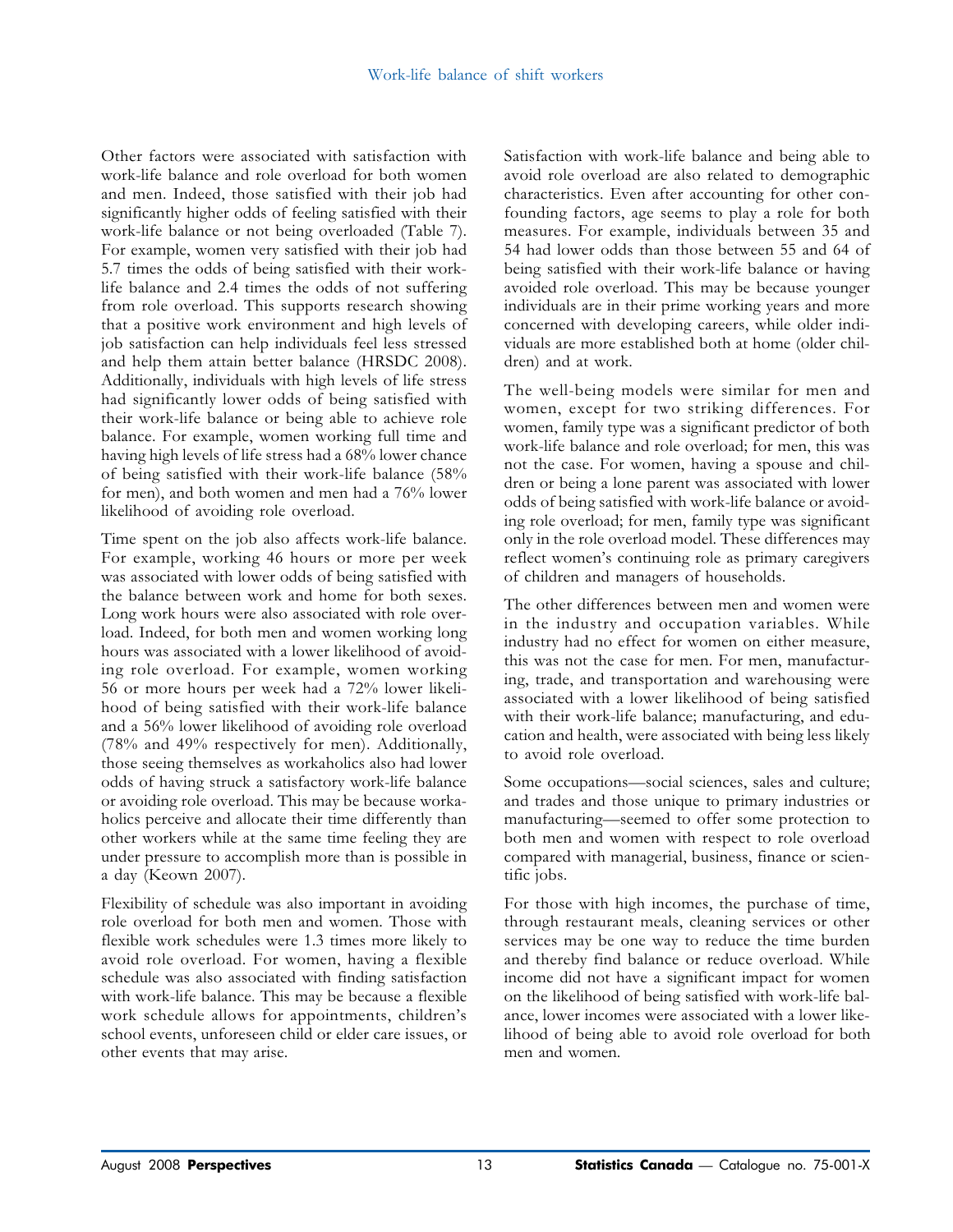Other factors were associated with satisfaction with work-life balance and role overload for both women and men. Indeed, those satisfied with their job had significantly higher odds of feeling satisfied with their work-life balance or not being overloaded (Table 7). For example, women very satisfied with their job had 5.7 times the odds of being satisfied with their work-life balance and 2.4 times the odds of not suffering from role overload. This supports research showing that a positive work environment and high levels of job satisfaction can help individuals feel less stressed and help them attain better balance (HRSDC 2008). Additionally, individuals with high levels of life stress had significantly lower odds of being satisfied with their work-life balance or being able to achieve role balance. For example, women working full time and having high levels of life stress had a 68% lower chance of being satisfied with their work-life balance (58% for men), and both women and men had a 76% lower likelihood of avoiding role overload.

Time spent on the job also affects work-life balance. For example, working 46 hours or more per week was associated with lower odds of being satisfied with the balance between work and home for both sexes. Long work hours were also associated with role overload. Indeed, for both men and women working long hours was associated with a lower likelihood of avoiding role overload. For example, women working 56 or more hours per week had a 72% lower likelihood of being satisfied with their work-life balance and a 56% lower likelihood of avoiding role overload (78% and 49% respectively for men). Additionally, those seeing themselves as workaholics also had lower odds of having struck a satisfactory work-life balance or avoiding role overload. This may be because workaholics perceive and allocate their time differently than other workers while at the same time feeling they are under pressure to accomplish more than is possible in a day (Keown 2007).

Flexibility of schedule was also important in avoiding role overload for both men and women. Those with flexible work schedules were 1.3 times more likely to avoid role overload. For women, having a flexible schedule was also associated with finding satisfaction with work-life balance. This may be because a flexible work schedule allows for appointments, children's school events, unforeseen child or elder care issues, or other events that may arise.

Satisfaction with work-life balance and being able to avoid role overload are also related to demographic characteristics. Even after accounting for other confounding factors, age seems to play a role for both measures. For example, individuals between 35 and 54 had lower odds than those between 55 and 64 of being satisfied with their work-life balance or having avoided role overload. This may be because younger individuals are in their prime working years and more concerned with developing careers, while older individuals are more established both at home (older children) and at work.

The well-being models were similar for men and women, except for two striking differences. For women, family type was a significant predictor of both work-life balance and role overload; for men, this was not the case. For women, having a spouse and children or being a lone parent was associated with lower odds of being satisfied with work-life balance or avoiding role overload; for men, family type was significant only in the role overload model. These differences may reflect women's continuing role as primary caregivers of children and managers of households.

The other differences between men and women were in the industry and occupation variables. While industry had no effect for women on either measure, this was not the case for men. For men, manufacturing, trade, and transportation and warehousing were associated with a lower likelihood of being satisfied with their work-life balance; manufacturing, and education and health, were associated with being less likely to avoid role overload.

Some occupations—social sciences, sales and culture; and trades and those unique to primary industries or manufacturing—seemed to offer some protection to both men and women with respect to role overload compared with managerial, business, finance or scientific jobs.

For those with high incomes, the purchase of time, through restaurant meals, cleaning services or other services may be one way to reduce the time burden and thereby find balance or reduce overload. While income did not have a significant impact for women on the likelihood of being satisfied with work-life balance, lower incomes were associated with a lower likelihood of being able to avoid role overload for both men and women.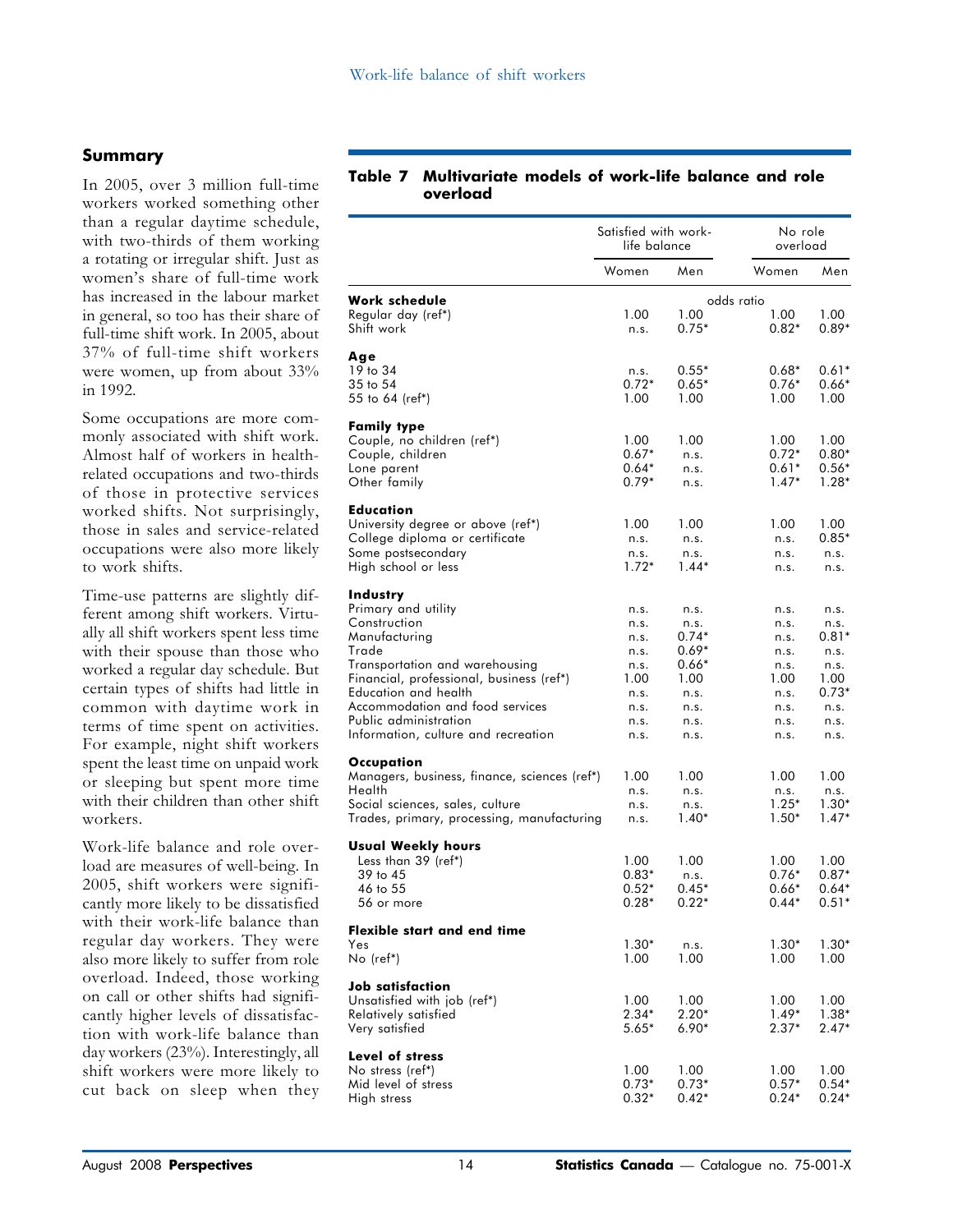## Summary

In 2005, over 3 million full-time workers worked something other than a regular daytime schedule, with two-thirds of them working a rotating or irregular shift. Just as women's share of full-time work has increased in the labour market in general, so too has their share of full-time shift work. In 2005, about 37% of full-time shift workers were women, up from about 33% in 1992.

Some occupations are more commonly associated with shift work. Almost half of workers in health-related occupations and two-thirds of those in protective services worked shifts. Not surprisingly, those in sales and service-related occupations were also more likely to work shifts.

Time-use patterns are slightly different among shift workers. Virtually all shift workers spent less time with their spouse than those who worked a regular day schedule. But certain types of shifts had little in common with daytime work in terms of time spent on activities. For example, night shift workers spent the least time on unpaid work or sleeping but spent more time with their children than other shift workers.

Work-life balance and role overload are measures of well-being. In 2005, shift workers were significantly more likely to be dissatisfied with their work-life balance than regular day workers. They were also more likely to suffer from role overload. Indeed, those working on call or other shifts had significantly higher levels of dissatisfaction with work-life balance than day workers (23%). Interestingly, all shift workers were more likely to cut back on sleep when they

**Table 7 Multivariate models of work-life balance and role overload**

| | Satisfied with work-life balance | | No role overload | |
|---|---|---|---|---|
| | Women | Men | Women | Men |
| | odds ratio | | | |
| **Work schedule** | | | | |
| Regular day (ref*) | 1.00 | 1.00 | 1.00 | 1.00 |
| Shift work | n.s. | 0.75* | 0.82* | 0.89* |
| **Age** | | | | |
| 19 to 34 | n.s. | 0.55* | 0.68* | 0.61* |
| 35 to 54 | 0.72* | 0.65* | 0.76* | 0.66* |
| 55 to 64 (ref*) | 1.00 | 1.00 | 1.00 | 1.00 |
| **Family type** | | | | |
| Couple, no children (ref*) | 1.00 | 1.00 | 1.00 | 1.00 |
| Couple, children | 0.67* | n.s. | 0.72* | 0.80* |
| Lone parent | 0.64* | n.s. | 0.61* | 0.56* |
| Other family | 0.79* | n.s. | 1.47* | 1.28* |
| **Education** | | | | |
| University degree or above (ref*) | 1.00 | 1.00 | 1.00 | 1.00 |
| College diploma or certificate | n.s. | n.s. | n.s. | 0.85* |
| Some postsecondary | n.s. | n.s. | n.s. | n.s. |
| High school or less | 1.72* | 1.44* | n.s. | n.s. |
| **Industry** | | | | |
| Primary and utility | n.s. | n.s. | n.s. | n.s. |
| Construction | n.s. | n.s. | n.s. | n.s. |
| Manufacturing | n.s. | 0.74* | n.s. | 0.81* |
| Trade | n.s. | 0.69* | n.s. | n.s. |
| Transportation and warehousing | n.s. | 0.66* | n.s. | n.s. |
| Financial, professional, business (ref*) | 1.00 | 1.00 | 1.00 | 1.00 |
| Education and health | n.s. | n.s. | n.s. | 0.73* |
| Accommodation and food services | n.s. | n.s. | n.s. | n.s. |
| Public administration | n.s. | n.s. | n.s. | n.s. |
| Information, culture and recreation | n.s. | n.s. | n.s. | n.s. |
| **Occupation** | | | | |
| Managers, business, finance, sciences (ref*) | 1.00 | 1.00 | 1.00 | 1.00 |
| Health | n.s. | n.s. | n.s. | n.s. |
| Social sciences, sales, culture | n.s. | n.s. | 1.25* | 1.30* |
| Trades, primary, processing, manufacturing | n.s. | 1.40* | 1.50* | 1.47* |
| **Usual Weekly hours** | | | | |
| Less than 39 (ref*) | 1.00 | 1.00 | 1.00 | 1.00 |
| 39 to 45 | 0.83* | n.s. | 0.76* | 0.87* |
| 46 to 55 | 0.52* | 0.45* | 0.66* | 0.64* |
| 56 or more | 0.28* | 0.22* | 0.44* | 0.51* |
| **Flexible start and end time** | | | | |
| Yes | 1.30* | n.s. | 1.30* | 1.30* |
| No (ref*) | 1.00 | 1.00 | 1.00 | 1.00 |
| **Job satisfaction** | | | | |
| Unsatisfied with job (ref*) | 1.00 | 1.00 | 1.00 | 1.00 |
| Relatively satisfied | 2.34* | 2.20* | 1.49* | 1.38* |
| Very satisfied | 5.65* | 6.90* | 2.37* | 2.47* |
| **Level of stress** | | | | |
| No stress (ref*) | 1.00 | 1.00 | 1.00 | 1.00 |
| Mid level of stress | 0.73* | 0.73* | 0.57* | 0.54* |
| High stress | 0.32* | 0.42* | 0.24* | 0.24* |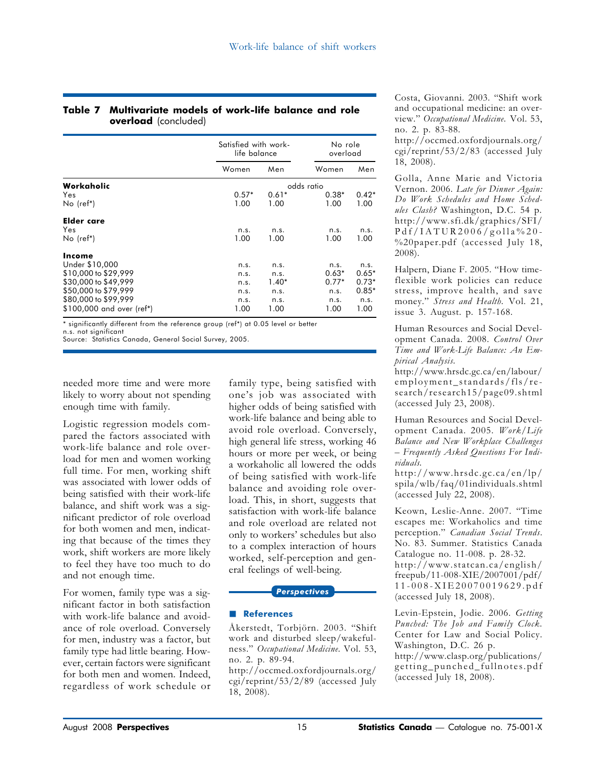**Table 7 Multivariate models of work-life balance and role overload** (concluded)

| | Satisfied with work-life balance | | No role overload | |
|---|---|---|---|---|
| | Women | Men | Women | Men |
| | odds ratio | | | |
| **Workaholic** | | | | |
| Yes | 0.57* | 0.61* | 0.38* | 0.42* |
| No (ref*) | 1.00 | 1.00 | 1.00 | 1.00 |
| **Elder care** | | | | |
| Yes | n.s. | n.s. | n.s. | n.s. |
| No (ref*) | 1.00 | 1.00 | 1.00 | 1.00 |
| **Income** | | | | |
| Under $10,000 | n.s. | n.s. | n.s. | n.s. |
| $10,000 to $29,999 | n.s. | n.s. | 0.63* | 0.65* |
| $30,000 to $49,999 | n.s. | 1.40* | 0.77* | 0.73* |
| $50,000 to $79,999 | n.s. | n.s. | n.s. | 0.85* |
| $80,000 to $99,999 | n.s. | n.s. | n.s. | n.s. |
| $100,000 and over (ref*) | 1.00 | 1.00 | 1.00 | 1.00 |

\* significantly different from the reference group (ref*) at 0.05 level or better
n.s. not significant
Source: Statistics Canada, General Social Survey, 2005.

needed more time and were more likely to worry about not spending enough time with family.

Logistic regression models compared the factors associated with work-life balance and role overload for men and women working full time. For men, working shift was associated with lower odds of being satisfied with their work-life balance, and shift work was a significant predictor of role overload for both women and men, indicating that because of the times they work, shift workers are more likely to feel they have too much to do and not enough time.

For women, family type was a significant factor in both satisfaction with work-life balance and avoidance of role overload. Conversely for men, industry was a factor, but family type had little bearing. However, certain factors were significant for both men and women. Indeed, regardless of work schedule or family type, being satisfied with one's job was associated with higher odds of being satisfied with work-life balance and being able to avoid role overload. Conversely, high general life stress, working 46 hours or more per week, or being a workaholic all lowered the odds of being satisfied with work-life balance and avoiding role overload. This, in short, suggests that satisfaction with work-life balance and role overload are related not only to workers' schedules but also to a complex interaction of hours worked, self-perception and general feelings of well-being.

*Perspectives*

## References

Åkerstedt, Torbjörn. 2003. "Shift work and disturbed sleep/wakefulness." *Occupational Medicine*. Vol. 53, no. 2. p. 89-94.
http://occmed.oxfordjournals.org/cgi/reprint/53/2/89 (accessed July 18, 2008).

Costa, Giovanni. 2003. "Shift work and occupational medicine: an overview." *Occupational Medicine*. Vol. 53, no. 2. p. 83-88.
http://occmed.oxfordjournals.org/cgi/reprint/53/2/83 (accessed July 18, 2008).

Golla, Anne Marie and Victoria Vernon. 2006. *Late for Dinner Again: Do Work Schedules and Home Schedules Clash?* Washington, D.C. 54 p.
http://www.sfi.dk/graphics/SFI/Pdf/IATUR2006/golla%20-%20paper.pdf (accessed July 18, 2008).

Halpern, Diane F. 2005. "How time-flexible work policies can reduce stress, improve health, and save money." *Stress and Health*. Vol. 21, issue 3. August. p. 157-168.

Human Resources and Social Development Canada. 2008. *Control Over Time and Work-Life Balance: An Empirical Analysis*.
http://www.hrsdc.gc.ca/en/labour/employment_standards/fls/research/research15/page09.shtml (accessed July 23, 2008).

Human Resources and Social Development Canada. 2005. *Work/Life Balance and New Workplace Challenges – Frequently Asked Questions For Individuals*.
http://www.hrsdc.gc.ca/en/lp/spila/wlb/faq/01individuals.shtml (accessed July 22, 2008).

Keown, Leslie-Anne. 2007. "Time escapes me: Workaholics and time perception." *Canadian Social Trends*. No. 83. Summer. Statistics Canada Catalogue no. 11-008. p. 28-32.
http://www.statcan.ca/english/freepub/11-008-XIE/2007001/pdf/11-008-XIE20070019629.pdf (accessed July 18, 2008).

Levin-Epstein, Jodie. 2006. *Getting Punched: The Job and Family Clock*. Center for Law and Social Policy. Washington, D.C. 26 p.
http://www.clasp.org/publications/getting_punched_fullnotes.pdf (accessed July 18, 2008).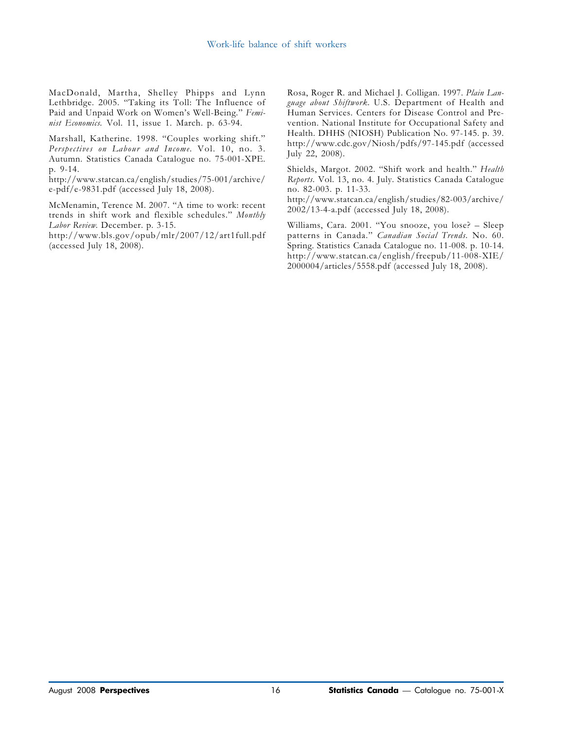MacDonald, Martha, Shelley Phipps and Lynn Lethbridge. 2005. "Taking its Toll: The Influence of Paid and Unpaid Work on Women's Well-Being." *Feminist Economics.* Vol. 11, issue 1. March. p. 63-94.

Marshall, Katherine. 1998. "Couples working shift." *Perspectives on Labour and Income*. Vol. 10, no. 3. Autumn. Statistics Canada Catalogue no. 75-001-XPE. p. 9-14.
http://www.statcan.ca/english/studies/75-001/archive/e-pdf/e-9831.pdf (accessed July 18, 2008).

McMenamin, Terence M. 2007. "A time to work: recent trends in shift work and flexible schedules." *Monthly Labor Review*. December. p. 3-15.
http://www.bls.gov/opub/mlr/2007/12/art1full.pdf (accessed July 18, 2008).

Rosa, Roger R. and Michael J. Colligan. 1997. *Plain Language about Shiftwork*. U.S. Department of Health and Human Services. Centers for Disease Control and Prevention. National Institute for Occupational Safety and Health. DHHS (NIOSH) Publication No. 97-145. p. 39. http://www.cdc.gov/Niosh/pdfs/97-145.pdf (accessed July 22, 2008).

Shields, Margot. 2002. "Shift work and health." *Health Reports*. Vol. 13, no. 4. July. Statistics Canada Catalogue no. 82-003. p. 11-33.
http://www.statcan.ca/english/studies/82-003/archive/2002/13-4-a.pdf (accessed July 18, 2008).

Williams, Cara. 2001. "You snooze, you lose? – Sleep patterns in Canada." *Canadian Social Trends.* No. 60. Spring. Statistics Canada Catalogue no. 11-008. p. 10-14. http://www.statcan.ca/english/freepub/11-008-XIE/2000004/articles/5558.pdf (accessed July 18, 2008).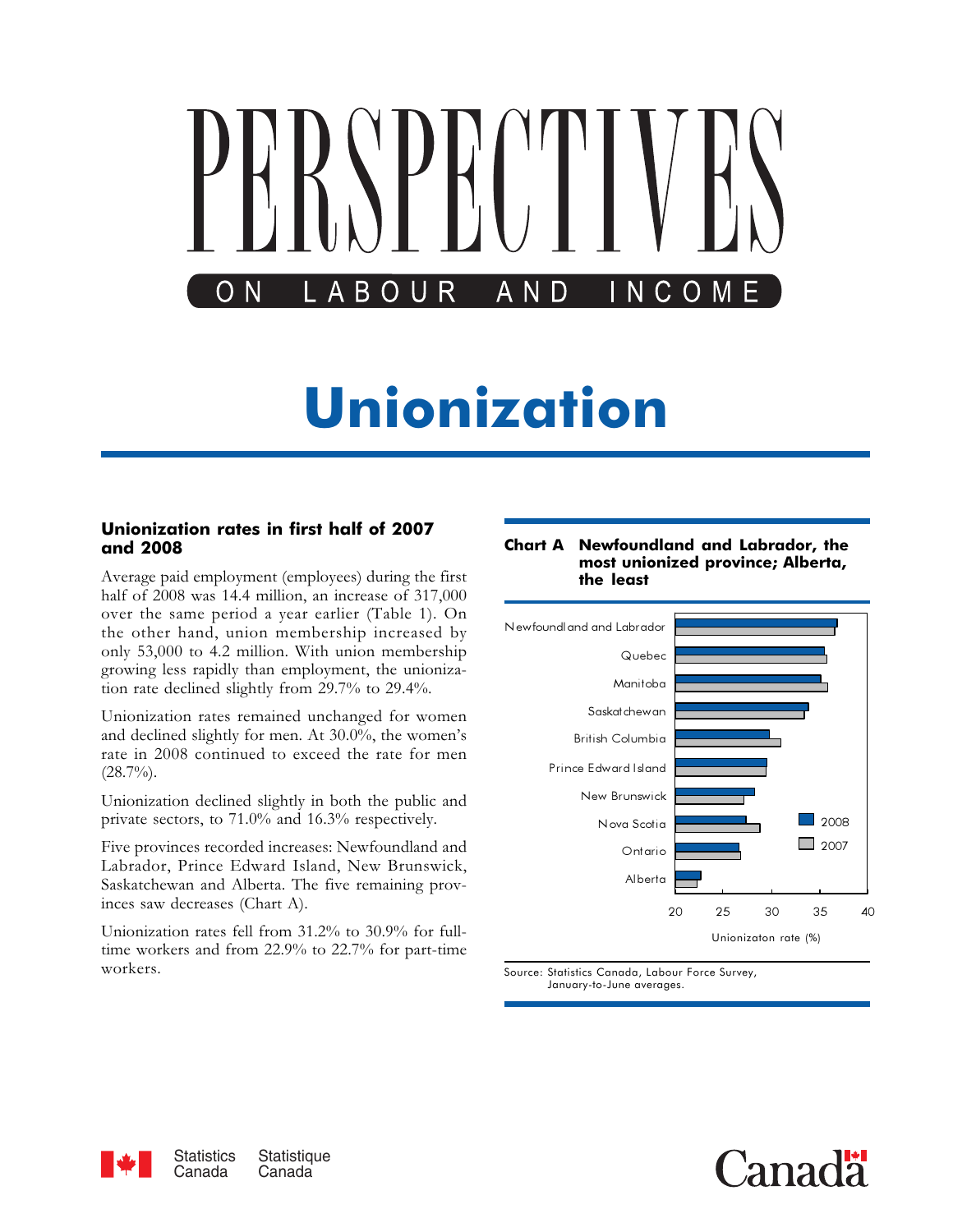# PERSPECTIVES

ON LABOUR AND INCOME

# Unionization

## Unionization rates in first half of 2007 and 2008

Average paid employment (employees) during the first half of 2008 was 14.4 million, an increase of 317,000 over the same period a year earlier (Table 1). On the other hand, union membership increased by only 53,000 to 4.2 million. With union membership growing less rapidly than employment, the unionization rate declined slightly from 29.7% to 29.4%.

Unionization rates remained unchanged for women and declined slightly for men. At 30.0%, the women's rate in 2008 continued to exceed the rate for men (28.7%).

Unionization declined slightly in both the public and private sectors, to 71.0% and 16.3% respectively.

Five provinces recorded increases: Newfoundland and Labrador, Prince Edward Island, New Brunswick, Saskatchewan and Alberta. The five remaining provinces saw decreases (Chart A).

Unionization rates fell from 31.2% to 30.9% for full-time workers and from 22.9% to 22.7% for part-time workers.

**Chart A Newfoundland and Labrador, the most unionized province; Alberta, the least**

Source: Statistics Canada, Labour Force Survey, January-to-June averages.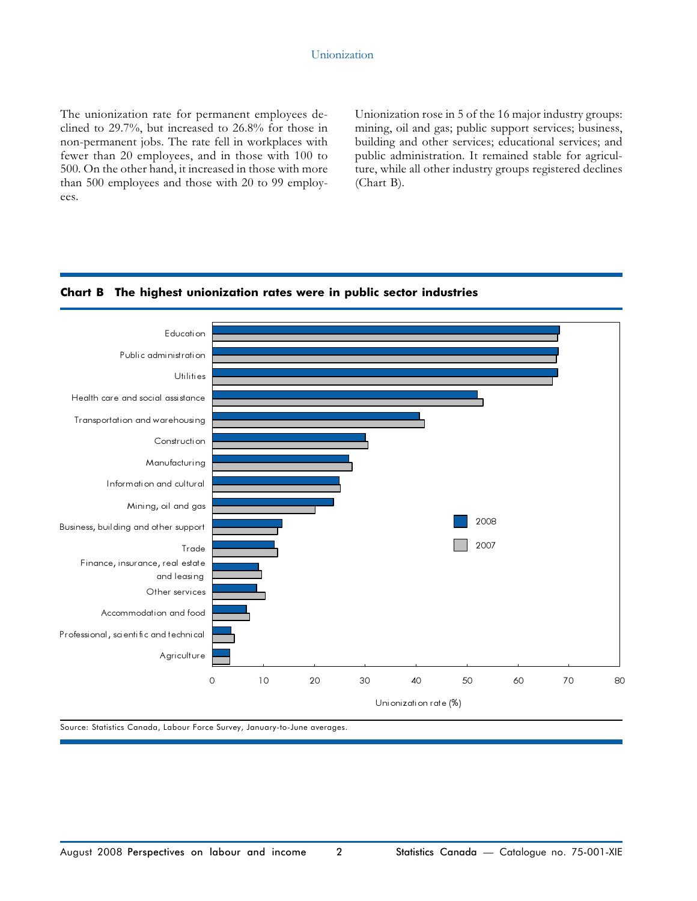The unionization rate for permanent employees declined to 29.7%, but increased to 26.8% for those in non-permanent jobs. The rate fell in workplaces with fewer than 20 employees, and in those with 100 to 500. On the other hand, it increased in those with more than 500 employees and those with 20 to 99 employees.

Unionization rose in 5 of the 16 major industry groups: mining, oil and gas; public support services; business, building and other services; educational services; and public administration. It remained stable for agriculture, while all other industry groups registered declines (Chart B).

**Chart B The highest unionization rates were in public sector industries**

| Industry | 2008 | 2007 |
|---|---|---|
| Education | | |
| Public administration | | |
| Utilities | | |
| Health care and social assistance | | |
| Transportation and warehousing | | |
| Construction | | |
| Manufacturing | | |
| Information and cultural | | |
| Mining, oil and gas | | |
| Business, building and other support | | |
| Trade | | |
| Finance, insurance, real estate and leasing | | |
| Other services | | |
| Accommodation and food | | |
| Professional, scientific and technical | | |
| Agriculture | | |

Unionization rate (%)

Source: Statistics Canada, Labour Force Survey, January-to-June averages.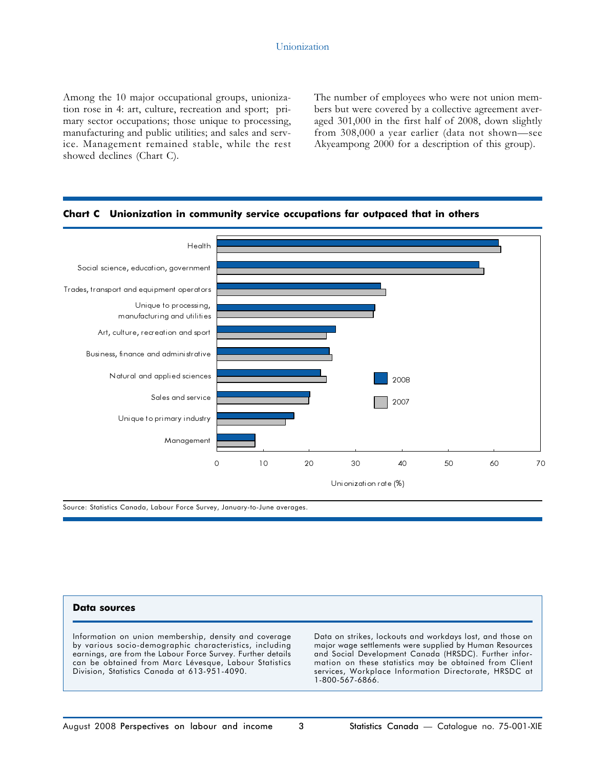Among the 10 major occupational groups, unionization rose in 4: art, culture, recreation and sport; primary sector occupations; those unique to processing, manufacturing and public utilities; and sales and service. Management remained stable, while the rest showed declines (Chart C).

The number of employees who were not union members but were covered by a collective agreement averaged 301,000 in the first half of 2008, down slightly from 308,000 a year earlier (data not shown—see Akyeampong 2000 for a description of this group).

**Chart C Unionization in community service occupations far outpaced that in others**

| Occupation | 2008 | 2007 |
|---|---|---|
| Health | | |
| Social science, education, government | | |
| Trades, transport and equipment operators | | |
| Unique to processing, manufacturing and utilities | | |
| Art, culture, recreation and sport | | |
| Business, finance and administrative | | |
| Natural and applied sciences | | |
| Sales and service | | |
| Unique to primary industry | | |
| Management | | |

Unionization rate (%)

Source: Statistics Canada, Labour Force Survey, January-to-June averages.

## Data sources

Information on union membership, density and coverage by various socio-demographic characteristics, including earnings, are from the Labour Force Survey. Further details can be obtained from Marc Lévesque, Labour Statistics Division, Statistics Canada at 613-951-4090.

Data on strikes, lockouts and workdays lost, and those on major wage settlements were supplied by Human Resources and Social Development Canada (HRSDC). Further information on these statistics may be obtained from Client services, Workplace Information Directorate, HRSDC at 1-800-567-6866.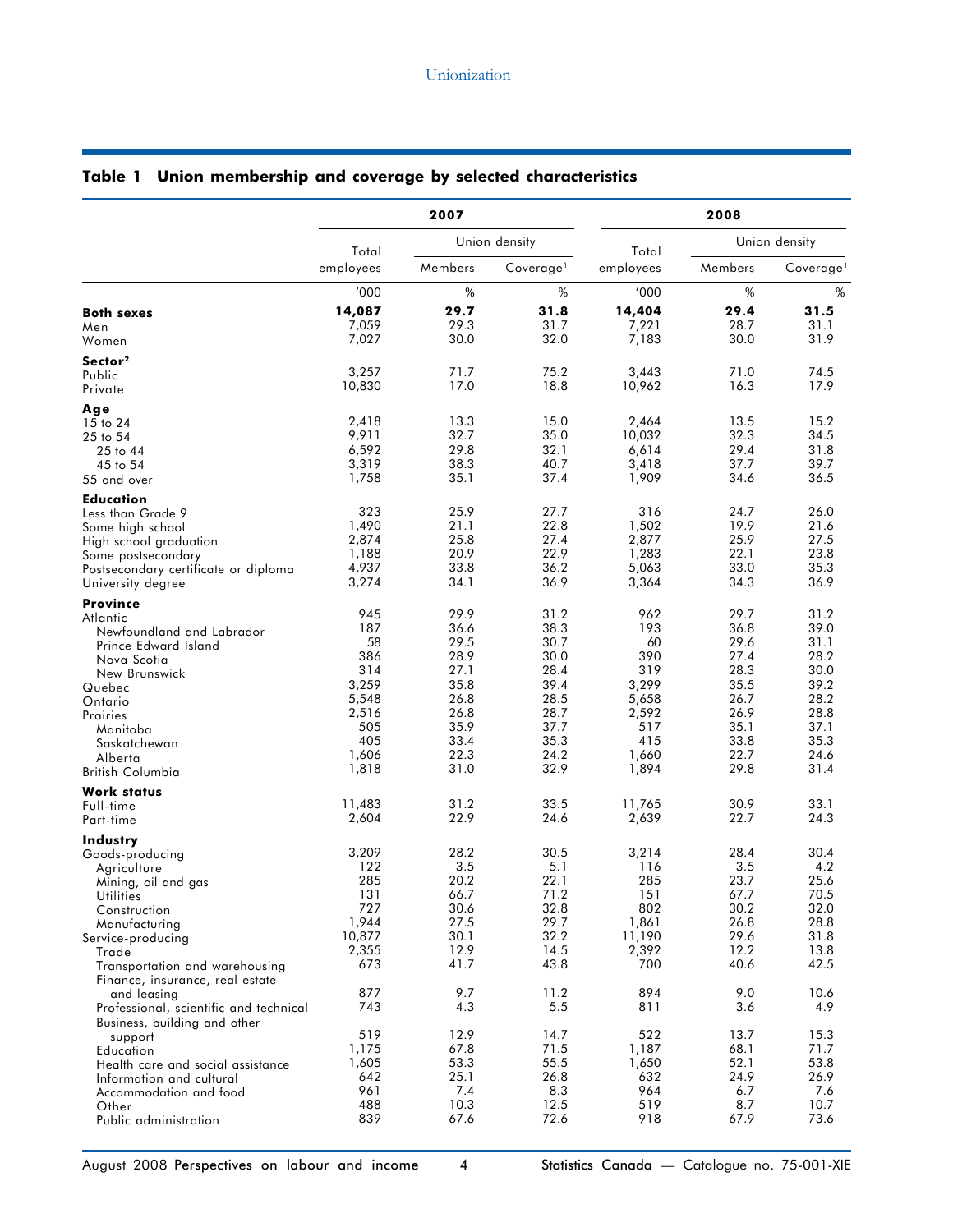## Table 1 Union membership and coverage by selected characteristics

| | 2007 | | | 2008 | | |
|---|---|---|---|---|---|---|
| | Total employees | Union density | | Total employees | Union density | |
| | | Members | Coverage[1] | | Members | Coverage[1] |
| | '000 | % | % | '000 | % | % |
| **Both sexes** | **14,087** | **29.7** | **31.8** | **14,404** | **29.4** | **31.5** |
| Men | 7,059 | 29.3 | 31.7 | 7,221 | 28.7 | 31.1 |
| Women | 7,027 | 30.0 | 32.0 | 7,183 | 30.0 | 31.9 |
| **Sector[2]** | | | | | | |
| Public | 3,257 | 71.7 | 75.2 | 3,443 | 71.0 | 74.5 |
| Private | 10,830 | 17.0 | 18.8 | 10,962 | 16.3 | 17.9 |
| **Age** | | | | | | |
| 15 to 24 | 2,418 | 13.3 | 15.0 | 2,464 | 13.5 | 15.2 |
| 25 to 54 | 9,911 | 32.7 | 35.0 | 10,032 | 32.3 | 34.5 |
| 25 to 44 | 6,592 | 29.8 | 32.1 | 6,614 | 29.4 | 31.8 |
| 45 to 54 | 3,319 | 38.3 | 40.7 | 3,418 | 37.7 | 39.7 |
| 55 and over | 1,758 | 35.1 | 37.4 | 1,909 | 34.6 | 36.5 |
| **Education** | | | | | | |
| Less than Grade 9 | 323 | 25.9 | 27.7 | 316 | 24.7 | 26.0 |
| Some high school | 1,490 | 21.1 | 22.8 | 1,502 | 19.9 | 21.6 |
| High school graduation | 2,874 | 25.8 | 27.4 | 2,877 | 25.9 | 27.5 |
| Some postsecondary | 1,188 | 20.9 | 22.9 | 1,283 | 22.1 | 23.8 |
| Postsecondary certificate or diploma | 4,937 | 33.8 | 36.2 | 5,063 | 33.0 | 35.3 |
| University degree | 3,274 | 34.1 | 36.9 | 3,364 | 34.3 | 36.9 |
| **Province** | | | | | | |
| Atlantic | 945 | 29.9 | 31.2 | 962 | 29.7 | 31.2 |
| Newfoundland and Labrador | 187 | 36.6 | 38.3 | 193 | 36.8 | 39.0 |
| Prince Edward Island | 58 | 29.5 | 30.7 | 60 | 29.6 | 31.1 |
| Nova Scotia | 386 | 28.9 | 30.0 | 390 | 27.4 | 28.2 |
| New Brunswick | 314 | 27.1 | 28.4 | 319 | 28.3 | 30.0 |
| Quebec | 3,259 | 35.8 | 39.4 | 3,299 | 35.5 | 39.2 |
| Ontario | 5,548 | 26.8 | 28.5 | 5,658 | 26.7 | 28.2 |
| Prairies | 2,516 | 26.8 | 28.7 | 2,592 | 26.9 | 28.8 |
| Manitoba | 505 | 35.9 | 37.7 | 517 | 35.1 | 37.1 |
| Saskatchewan | 405 | 33.4 | 35.3 | 415 | 33.8 | 35.3 |
| Alberta | 1,606 | 22.3 | 24.2 | 1,660 | 22.7 | 24.6 |
| British Columbia | 1,818 | 31.0 | 32.9 | 1,894 | 29.8 | 31.4 |
| **Work status** | | | | | | |
| Full-time | 11,483 | 31.2 | 33.5 | 11,765 | 30.9 | 33.1 |
| Part-time | 2,604 | 22.9 | 24.6 | 2,639 | 22.7 | 24.3 |
| **Industry** | | | | | | |
| Goods-producing | 3,209 | 28.2 | 30.5 | 3,214 | 28.4 | 30.4 |
| Agriculture | 122 | 3.5 | 5.1 | 116 | 3.5 | 4.2 |
| Mining, oil and gas | 285 | 20.2 | 22.1 | 285 | 23.7 | 25.6 |
| Utilities | 131 | 66.7 | 71.2 | 151 | 67.7 | 70.5 |
| Construction | 727 | 30.6 | 32.8 | 802 | 30.2 | 32.0 |
| Manufacturing | 1,944 | 27.5 | 29.7 | 1,861 | 26.8 | 28.8 |
| Service-producing | 10,877 | 30.1 | 32.2 | 11,190 | 29.6 | 31.8 |
| Trade | 2,355 | 12.9 | 14.5 | 2,392 | 12.2 | 13.8 |
| Transportation and warehousing | 673 | 41.7 | 43.8 | 700 | 40.6 | 42.5 |
| Finance, insurance, real estate and leasing | 877 | 9.7 | 11.2 | 894 | 9.0 | 10.6 |
| Professional, scientific and technical | 743 | 4.3 | 5.5 | 811 | 3.6 | 4.9 |
| Business, building and other support | 519 | 12.9 | 14.7 | 522 | 13.7 | 15.3 |
| Education | 1,175 | 67.8 | 71.5 | 1,187 | 68.1 | 71.7 |
| Health care and social assistance | 1,605 | 53.3 | 55.5 | 1,650 | 52.1 | 53.8 |
| Information and cultural | 642 | 25.1 | 26.8 | 632 | 24.9 | 26.9 |
| Accommodation and food | 961 | 7.4 | 8.3 | 964 | 6.7 | 7.6 |
| Other | 488 | 10.3 | 12.5 | 519 | 8.7 | 10.7 |
| Public administration | 839 | 67.6 | 72.6 | 918 | 67.9 | 73.6 |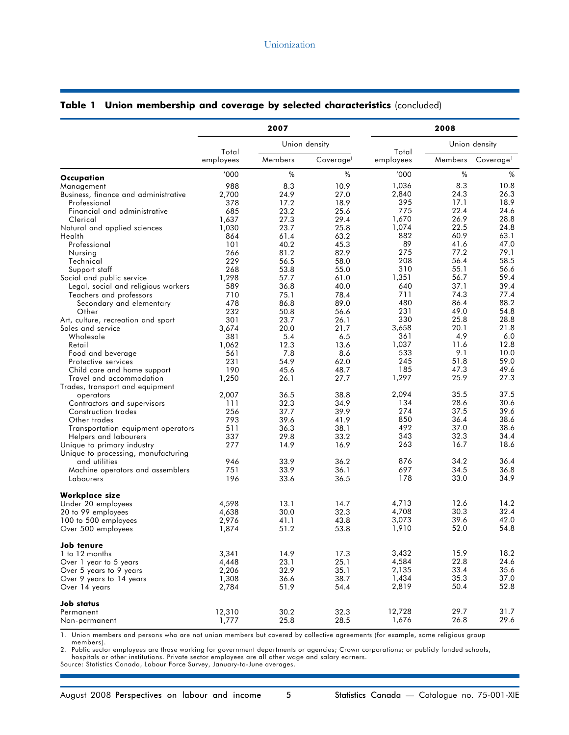## Table 1 Union membership and coverage by selected characteristics (concluded)

| | 2007 | | | 2008 | | |
|---|---|---|---|---|---|---|
| | Total employees | Union density | | Total employees | Union density | |
| | | Members | Coverage[1] | | Members | Coverage[1] |
| | '000 | % | % | '000 | % | % |
| **Occupation** | | | | | | |
| Management | 988 | 8.3 | 10.9 | 1,036 | 8.3 | 10.8 |
| Business, finance and administrative | 2,700 | 24.9 | 27.0 | 2,840 | 24.3 | 26.3 |
| Professional | 378 | 17.2 | 18.9 | 395 | 17.1 | 18.9 |
| Financial and administrative | 685 | 23.2 | 25.6 | 775 | 22.4 | 24.6 |
| Clerical | 1,637 | 27.3 | 29.4 | 1,670 | 26.9 | 28.8 |
| Natural and applied sciences | 1,030 | 23.7 | 25.8 | 1,074 | 22.5 | 24.8 |
| Health | 864 | 61.4 | 63.2 | 882 | 60.9 | 63.1 |
| Professional | 101 | 40.2 | 45.3 | 89 | 41.6 | 47.0 |
| Nursing | 266 | 81.2 | 82.9 | 275 | 77.2 | 79.1 |
| Technical | 229 | 56.5 | 58.0 | 208 | 56.4 | 58.5 |
| Support staff | 268 | 53.8 | 55.0 | 310 | 55.1 | 56.6 |
| Social and public service | 1,298 | 57.7 | 61.0 | 1,351 | 56.7 | 59.4 |
| Legal, social and religious workers | 589 | 36.8 | 40.0 | 640 | 37.1 | 39.4 |
| Teachers and professors | 710 | 75.1 | 78.4 | 711 | 74.3 | 77.4 |
| Secondary and elementary | 478 | 86.8 | 89.0 | 480 | 86.4 | 88.2 |
| Other | 232 | 50.8 | 56.6 | 231 | 49.0 | 54.8 |
| Art, culture, recreation and sport | 301 | 23.7 | 26.1 | 330 | 25.8 | 28.8 |
| Sales and service | 3,674 | 20.0 | 21.7 | 3,658 | 20.1 | 21.8 |
| Wholesale | 381 | 5.4 | 6.5 | 361 | 4.9 | 6.0 |
| Retail | 1,062 | 12.3 | 13.6 | 1,037 | 11.6 | 12.8 |
| Food and beverage | 561 | 7.8 | 8.6 | 533 | 9.1 | 10.0 |
| Protective services | 231 | 54.9 | 62.0 | 245 | 51.8 | 59.0 |
| Child care and home support | 190 | 45.6 | 48.7 | 185 | 47.3 | 49.6 |
| Travel and accommodation | 1,250 | 26.1 | 27.7 | 1,297 | 25.9 | 27.3 |
| Trades, transport and equipment operators | 2,007 | 36.5 | 38.8 | 2,094 | 35.5 | 37.5 |
| Contractors and supervisors | 111 | 32.3 | 34.9 | 134 | 28.6 | 30.6 |
| Construction trades | 256 | 37.7 | 39.9 | 274 | 37.5 | 39.6 |
| Other trades | 793 | 39.6 | 41.9 | 850 | 36.4 | 38.6 |
| Transportation equipment operators | 511 | 36.3 | 38.1 | 492 | 37.0 | 38.6 |
| Helpers and labourers | 337 | 29.8 | 33.2 | 343 | 32.3 | 34.4 |
| Unique to primary industry | 277 | 14.9 | 16.9 | 263 | 16.7 | 18.6 |
| Unique to processing, manufacturing and utilities | 946 | 33.9 | 36.2 | 876 | 34.2 | 36.4 |
| Machine operators and assemblers | 751 | 33.9 | 36.1 | 697 | 34.5 | 36.8 |
| Labourers | 196 | 33.6 | 36.5 | 178 | 33.0 | 34.9 |
| **Workplace size** | | | | | | |
| Under 20 employees | 4,598 | 13.1 | 14.7 | 4,713 | 12.6 | 14.2 |
| 20 to 99 employees | 4,638 | 30.0 | 32.3 | 4,708 | 30.3 | 32.4 |
| 100 to 500 employees | 2,976 | 41.1 | 43.8 | 3,073 | 39.6 | 42.0 |
| Over 500 employees | 1,874 | 51.2 | 53.8 | 1,910 | 52.0 | 54.8 |
| **Job tenure** | | | | | | |
| 1 to 12 months | 3,341 | 14.9 | 17.3 | 3,432 | 15.9 | 18.2 |
| Over 1 year to 5 years | 4,448 | 23.1 | 25.1 | 4,584 | 22.8 | 24.6 |
| Over 5 years to 9 years | 2,206 | 32.9 | 35.1 | 2,135 | 33.4 | 35.6 |
| Over 9 years to 14 years | 1,308 | 36.6 | 38.7 | 1,434 | 35.3 | 37.0 |
| Over 14 years | 2,784 | 51.9 | 54.4 | 2,819 | 50.4 | 52.8 |
| **Job status** | | | | | | |
| Permanent | 12,310 | 30.2 | 32.3 | 12,728 | 29.7 | 31.7 |
| Non-permanent | 1,777 | 25.8 | 28.5 | 1,676 | 26.8 | 29.6 |

1. Union members and persons who are not union members but covered by collective agreements (for example, some religious group members).
2. Public sector employees are those working for government departments or agencies; Crown corporations; or publicly funded schools, hospitals or other institutions. Private sector employees are all other wage and salary earners.

Source: Statistics Canada, Labour Force Survey, January-to-June averages.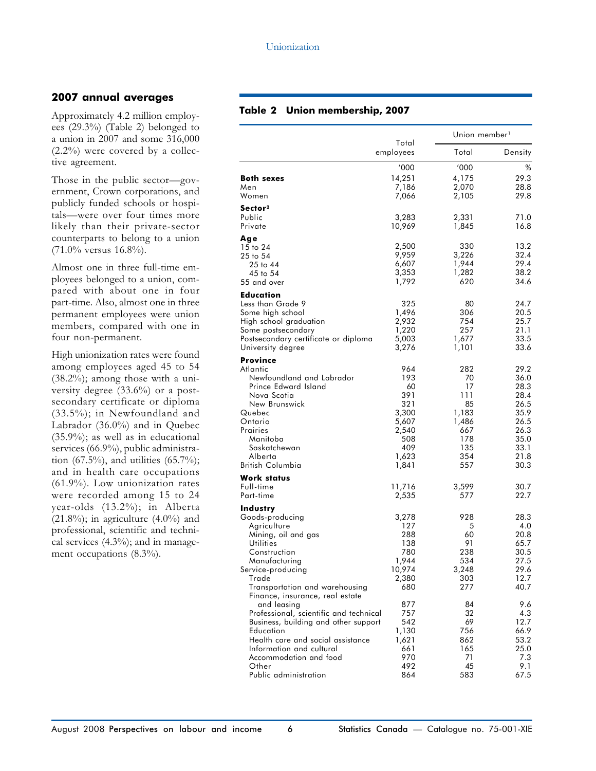## 2007 annual averages

Approximately 4.2 million employees (29.3%) (Table 2) belonged to a union in 2007 and some 316,000 (2.2%) were covered by a collective agreement.

Those in the public sector—government, Crown corporations, and publicly funded schools or hospitals—were over four times more likely than their private-sector counterparts to belong to a union (71.0% versus 16.8%).

Almost one in three full-time employees belonged to a union, compared with about one in four part-time. Also, almost one in three permanent employees were union members, compared with one in four non-permanent.

High unionization rates were found among employees aged 45 to 54 (38.2%); among those with a university degree (33.6%) or a postsecondary certificate or diploma (33.5%); in Newfoundland and Labrador (36.0%) and in Quebec (35.9%); as well as in educational services (66.9%), public administration (67.5%), and utilities (65.7%); and in health care occupations (61.9%). Low unionization rates were recorded among 15 to 24 year-olds (13.2%); in Alberta (21.8%); in agriculture (4.0%) and professional, scientific and technical services (4.3%); and in management occupations (8.3%).

**Table 2 Union membership, 2007**

| | Total employees | Union member[1] | |
|---|---|---|---|
| | | Total | Density |
| | '000 | '000 | % |
| **Both sexes** | 14,251 | 4,175 | 29.3 |
| Men | 7,186 | 2,070 | 28.8 |
| Women | 7,066 | 2,105 | 29.8 |
| **Sector[2]** | | | |
| Public | 3,283 | 2,331 | 71.0 |
| Private | 10,969 | 1,845 | 16.8 |
| **Age** | | | |
| 15 to 24 | 2,500 | 330 | 13.2 |
| 25 to 54 | 9,959 | 3,226 | 32.4 |
| 25 to 44 | 6,607 | 1,944 | 29.4 |
| 45 to 54 | 3,353 | 1,282 | 38.2 |
| 55 and over | 1,792 | 620 | 34.6 |
| **Education** | | | |
| Less than Grade 9 | 325 | 80 | 24.7 |
| Some high school | 1,496 | 306 | 20.5 |
| High school graduation | 2,932 | 754 | 25.7 |
| Some postsecondary | 1,220 | 257 | 21.1 |
| Postsecondary certificate or diploma | 5,003 | 1,677 | 33.5 |
| University degree | 3,276 | 1,101 | 33.6 |
| **Province** | | | |
| Atlantic | 964 | 282 | 29.2 |
| Newfoundland and Labrador | 193 | 70 | 36.0 |
| Prince Edward Island | 60 | 17 | 28.3 |
| Nova Scotia | 391 | 111 | 28.4 |
| New Brunswick | 321 | 85 | 26.5 |
| Quebec | 3,300 | 1,183 | 35.9 |
| Ontario | 5,607 | 1,486 | 26.5 |
| Prairies | 2,540 | 667 | 26.3 |
| Manitoba | 508 | 178 | 35.0 |
| Saskatchewan | 409 | 135 | 33.1 |
| Alberta | 1,623 | 354 | 21.8 |
| British Columbia | 1,841 | 557 | 30.3 |
| **Work status** | | | |
| Full-time | 11,716 | 3,599 | 30.7 |
| Part-time | 2,535 | 577 | 22.7 |
| **Industry** | | | |
| Goods-producing | 3,278 | 928 | 28.3 |
| Agriculture | 127 | 5 | 4.0 |
| Mining, oil and gas | 288 | 60 | 20.8 |
| Utilities | 138 | 91 | 65.7 |
| Construction | 780 | 238 | 30.5 |
| Manufacturing | 1,944 | 534 | 27.5 |
| Service-producing | 10,974 | 3,248 | 29.6 |
| Trade | 2,380 | 303 | 12.7 |
| Transportation and warehousing | 680 | 277 | 40.7 |
| Finance, insurance, real estate and leasing | 877 | 84 | 9.6 |
| Professional, scientific and technical | 757 | 32 | 4.3 |
| Business, building and other support | 542 | 69 | 12.7 |
| Education | 1,130 | 756 | 66.9 |
| Health care and social assistance | 1,621 | 862 | 53.2 |
| Information and cultural | 661 | 165 | 25.0 |
| Accommodation and food | 970 | 71 | 7.3 |
| Other | 492 | 45 | 9.1 |
| Public administration | 864 | 583 | 67.5 |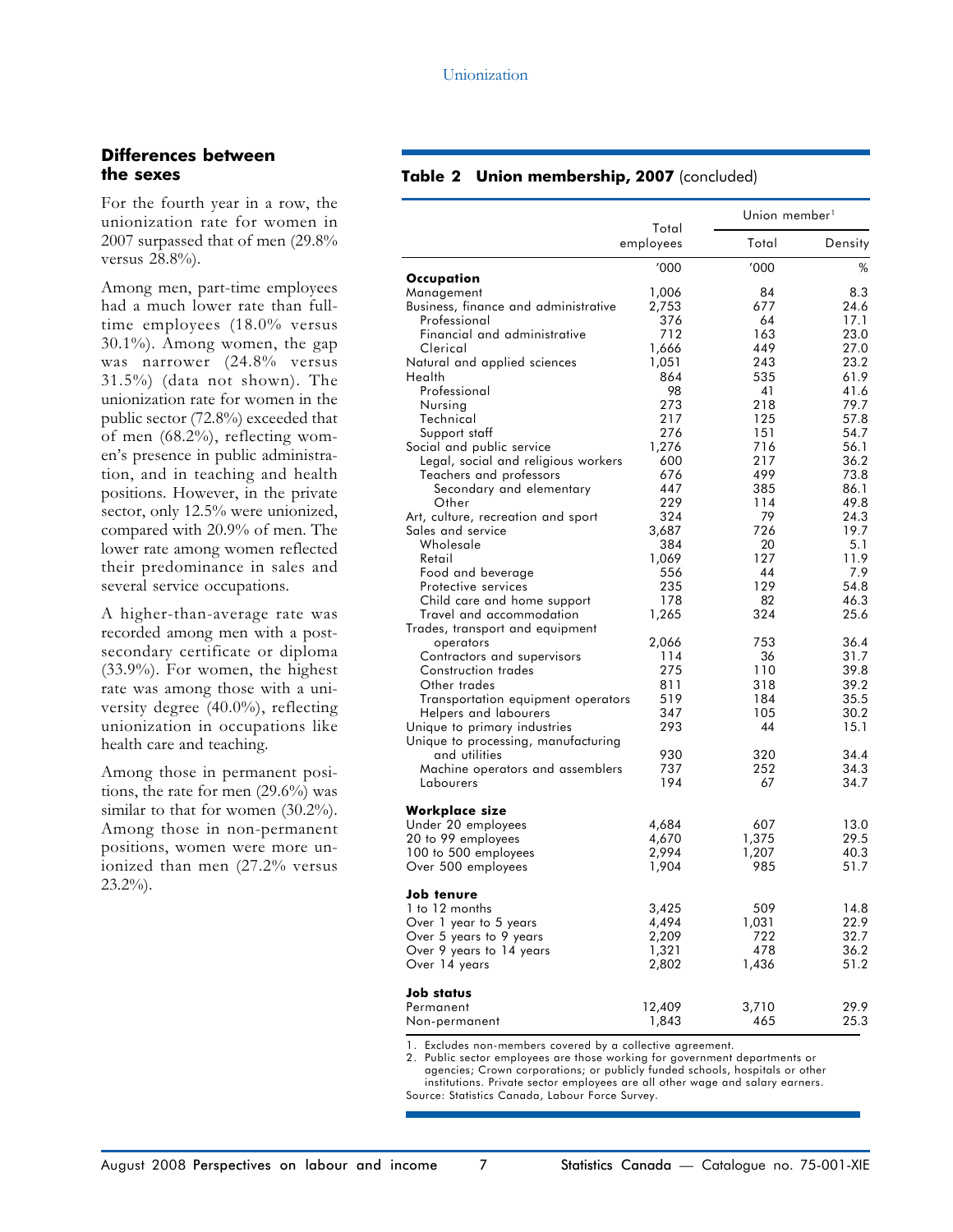## Differences between the sexes

For the fourth year in a row, the unionization rate for women in 2007 surpassed that of men (29.8% versus 28.8%).

Among men, part-time employees had a much lower rate than full-time employees (18.0% versus 30.1%). Among women, the gap was narrower (24.8% versus 31.5%) (data not shown). The unionization rate for women in the public sector (72.8%) exceeded that of men (68.2%), reflecting women's presence in public administration, and in teaching and health positions. However, in the private sector, only 12.5% were unionized, compared with 20.9% of men. The lower rate among women reflected their predominance in sales and several service occupations.

A higher-than-average rate was recorded among men with a post-secondary certificate or diploma (33.9%). For women, the highest rate was among those with a university degree (40.0%), reflecting unionization in occupations like health care and teaching.

Among those in permanent positions, the rate for men (29.6%) was similar to that for women (30.2%). Among those in non-permanent positions, women were more unionized than men (27.2% versus 23.2%).

**Table 2 Union membership, 2007** (concluded)

| | Total employees | Union member[1] | |
|---|---|---|---|
| | | Total | Density |
| | '000 | '000 | % |
| **Occupation** | | | |
| Management | 1,006 | 84 | 8.3 |
| Business, finance and administrative | 2,753 | 677 | 24.6 |
| Professional | 376 | 64 | 17.1 |
| Financial and administrative | 712 | 163 | 23.0 |
| Clerical | 1,666 | 449 | 27.0 |
| Natural and applied sciences | 1,051 | 243 | 23.2 |
| Health | 864 | 535 | 61.9 |
| Professional | 98 | 41 | 41.6 |
| Nursing | 273 | 218 | 79.7 |
| Technical | 217 | 125 | 57.8 |
| Support staff | 276 | 151 | 54.7 |
| Social and public service | 1,276 | 716 | 56.1 |
| Legal, social and religious workers | 600 | 217 | 36.2 |
| Teachers and professors | 676 | 499 | 73.8 |
| Secondary and elementary | 447 | 385 | 86.1 |
| Other | 229 | 114 | 49.8 |
| Art, culture, recreation and sport | 324 | 79 | 24.3 |
| Sales and service | 3,687 | 726 | 19.7 |
| Wholesale | 384 | 20 | 5.1 |
| Retail | 1,069 | 127 | 11.9 |
| Food and beverage | 556 | 44 | 7.9 |
| Protective services | 235 | 129 | 54.8 |
| Child care and home support | 178 | 82 | 46.3 |
| Travel and accommodation | 1,265 | 324 | 25.6 |
| Trades, transport and equipment operators | 2,066 | 753 | 36.4 |
| Contractors and supervisors | 114 | 36 | 31.7 |
| Construction trades | 275 | 110 | 39.8 |
| Other trades | 811 | 318 | 39.2 |
| Transportation equipment operators | 519 | 184 | 35.5 |
| Helpers and labourers | 347 | 105 | 30.2 |
| Unique to primary industries | 293 | 44 | 15.1 |
| Unique to processing, manufacturing and utilities | 930 | 320 | 34.4 |
| Machine operators and assemblers | 737 | 252 | 34.3 |
| Labourers | 194 | 67 | 34.7 |
| **Workplace size** | | | |
| Under 20 employees | 4,684 | 607 | 13.0 |
| 20 to 99 employees | 4,670 | 1,375 | 29.5 |
| 100 to 500 employees | 2,994 | 1,207 | 40.3 |
| Over 500 employees | 1,904 | 985 | 51.7 |
| **Job tenure** | | | |
| 1 to 12 months | 3,425 | 509 | 14.8 |
| Over 1 year to 5 years | 4,494 | 1,031 | 22.9 |
| Over 5 years to 9 years | 2,209 | 722 | 32.7 |
| Over 9 years to 14 years | 1,321 | 478 | 36.2 |
| Over 14 years | 2,802 | 1,436 | 51.2 |
| **Job status** | | | |
| Permanent | 12,409 | 3,710 | 29.9 |
| Non-permanent | 1,843 | 465 | 25.3 |

1. Excludes non-members covered by a collective agreement.
2. Public sector employees are those working for government departments or agencies; Crown corporations; or publicly funded schools, hospitals or other institutions. Private sector employees are all other wage and salary earners.

Source: Statistics Canada, Labour Force Survey.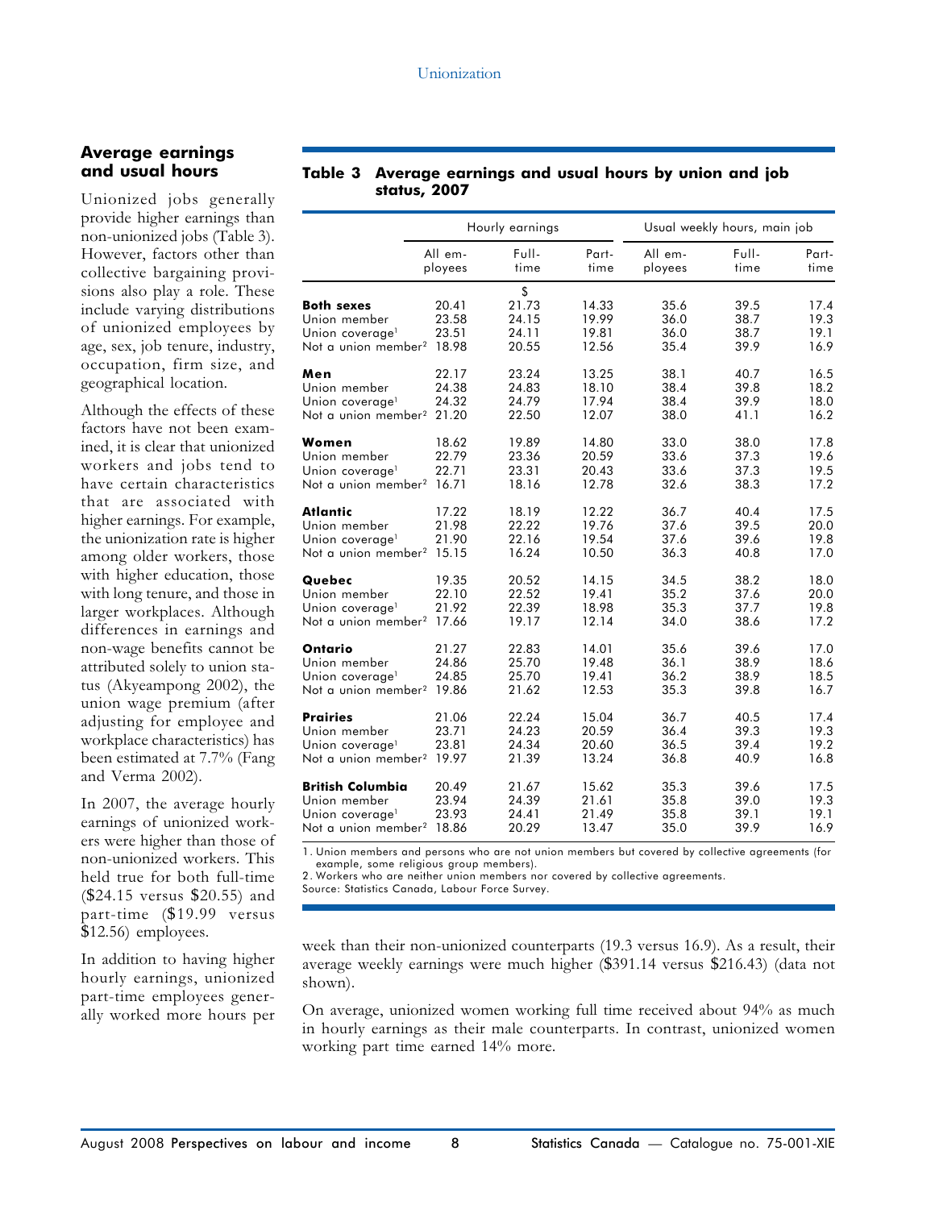## Average earnings and usual hours

Unionized jobs generally provide higher earnings than non-unionized jobs (Table 3). However, factors other than collective bargaining provisions also play a role. These include varying distributions of unionized employees by age, sex, job tenure, industry, occupation, firm size, and geographical location.

Although the effects of these factors have not been examined, it is clear that unionized workers and jobs tend to have certain characteristics that are associated with higher earnings. For example, the unionization rate is higher among older workers, those with higher education, those with long tenure, and those in larger workplaces. Although differences in earnings and non-wage benefits cannot be attributed solely to union status (Akyeampong 2002), the union wage premium (after adjusting for employee and workplace characteristics) has been estimated at 7.7% (Fang and Verma 2002).

In 2007, the average hourly earnings of unionized workers were higher than those of non-unionized workers. This held true for both full-time ($24.15 versus $20.55) and part-time ($19.99 versus $12.56) employees.

In addition to having higher hourly earnings, unionized part-time employees generally worked more hours per week than their non-unionized counterparts (19.3 versus 16.9). As a result, their average weekly earnings were much higher ($391.14 versus $216.43) (data not shown).

On average, unionized women working full time received about 94% as much in hourly earnings as their male counterparts. In contrast, unionized women working part time earned 14% more.

**Table 3 Average earnings and usual hours by union and job status, 2007**

| | Hourly earnings | | | Usual weekly hours, main job | | |
|---|---|---|---|---|---|---|
| | All employees | Full-time | Part-time | All employees | Full-time | Part-time |
| | | $ | | | | |
| **Both sexes** | 20.41 | 21.73 | 14.33 | 35.6 | 39.5 | 17.4 |
| Union member | 23.58 | 24.15 | 19.99 | 36.0 | 38.7 | 19.3 |
| Union coverage[1] | 23.51 | 24.11 | 19.81 | 36.0 | 38.7 | 19.1 |
| Not a union member[2] | 18.98 | 20.55 | 12.56 | 35.4 | 39.9 | 16.9 |
| **Men** | 22.17 | 23.24 | 13.25 | 38.1 | 40.7 | 16.5 |
| Union member | 24.38 | 24.83 | 18.10 | 38.4 | 39.8 | 18.2 |
| Union coverage[1] | 24.32 | 24.79 | 17.94 | 38.4 | 39.9 | 18.0 |
| Not a union member[2] | 21.20 | 22.50 | 12.07 | 38.0 | 41.1 | 16.2 |
| **Women** | 18.62 | 19.89 | 14.80 | 33.0 | 38.0 | 17.8 |
| Union member | 22.79 | 23.36 | 20.59 | 33.6 | 37.3 | 19.6 |
| Union coverage[1] | 22.71 | 23.31 | 20.43 | 33.6 | 37.3 | 19.5 |
| Not a union member[2] | 16.71 | 18.16 | 12.78 | 32.6 | 38.3 | 17.2 |
| **Atlantic** | 17.22 | 18.19 | 12.22 | 36.7 | 40.4 | 17.5 |
| Union member | 21.98 | 22.22 | 19.76 | 37.6 | 39.5 | 20.0 |
| Union coverage[1] | 21.90 | 22.16 | 19.54 | 37.6 | 39.6 | 19.8 |
| Not a union member[2] | 15.15 | 16.24 | 10.50 | 36.3 | 40.8 | 17.0 |
| **Quebec** | 19.35 | 20.52 | 14.15 | 34.5 | 38.2 | 18.0 |
| Union member | 22.10 | 22.52 | 19.41 | 35.2 | 37.6 | 20.0 |
| Union coverage[1] | 21.92 | 22.39 | 18.98 | 35.3 | 37.7 | 19.8 |
| Not a union member[2] | 17.66 | 19.17 | 12.14 | 34.0 | 38.6 | 17.2 |
| **Ontario** | 21.27 | 22.83 | 14.01 | 35.6 | 39.6 | 17.0 |
| Union member | 24.86 | 25.70 | 19.48 | 36.1 | 38.9 | 18.6 |
| Union coverage[1] | 24.85 | 25.70 | 19.41 | 36.2 | 38.9 | 18.5 |
| Not a union member[2] | 19.86 | 21.62 | 12.53 | 35.3 | 39.8 | 16.7 |
| **Prairies** | 21.06 | 22.24 | 15.04 | 36.7 | 40.5 | 17.4 |
| Union member | 23.71 | 24.23 | 20.59 | 36.4 | 39.3 | 19.3 |
| Union coverage[1] | 23.81 | 24.34 | 20.60 | 36.5 | 39.4 | 19.2 |
| Not a union member[2] | 19.97 | 21.39 | 13.24 | 36.8 | 40.9 | 16.8 |
| **British Columbia** | 20.49 | 21.67 | 15.62 | 35.3 | 39.6 | 17.5 |
| Union member | 23.94 | 24.39 | 21.61 | 35.8 | 39.0 | 19.3 |
| Union coverage[1] | 23.93 | 24.41 | 21.49 | 35.8 | 39.1 | 19.1 |
| Not a union member[2] | 18.86 | 20.29 | 13.47 | 35.0 | 39.9 | 16.9 |

1. Union members and persons who are not union members but covered by collective agreements (for example, some religious group members).
2. Workers who are neither union members nor covered by collective agreements.

Source: Statistics Canada, Labour Force Survey.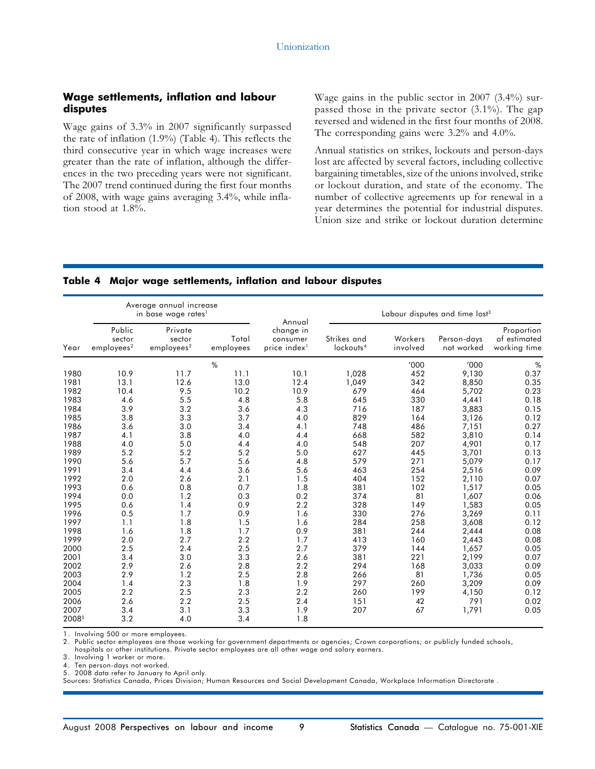## Wage settlements, inflation and labour disputes

Wage gains of 3.3% in 2007 significantly surpassed the rate of inflation (1.9%) (Table 4). This reflects the third consecutive year in which wage increases were greater than the rate of inflation, although the differences in the two preceding years were not significant. The 2007 trend continued during the first four months of 2008, with wage gains averaging 3.4%, while inflation stood at 1.8%.

Wage gains in the public sector in 2007 (3.4%) surpassed those in the private sector (3.1%). The gap reversed and widened in the first four months of 2008. The corresponding gains were 3.2% and 4.0%.

Annual statistics on strikes, lockouts and person-days lost are affected by several factors, including collective bargaining timetables, size of the unions involved, strike or lockout duration, and state of the economy. The number of collective agreements up for renewal in a year determines the potential for industrial disputes. Union size and strike or lockout duration determine

**Table 4 Major wage settlements, inflation and labour disputes**

| | Average annual increase in base wage rates[1] | | | | Labour disputes and time lost[3] | | | |
|---|---|---|---|---|---|---|---|---|
| Year | Public sector employees[2] | Private sector employees[2] | Total employees | Annual change in consumer price index[1] | Strikes and lockouts[4] | Workers involved | Person-days not worked | Proportion of estimated working time |
| | | | % | | | '000 | '000 | % |
| 1980 | 10.9 | 11.7 | 11.1 | 10.1 | 1,028 | 452 | 9,130 | 0.37 |
| 1981 | 13.1 | 12.6 | 13.0 | 12.4 | 1,049 | 342 | 8,850 | 0.35 |
| 1982 | 10.4 | 9.5 | 10.2 | 10.9 | 679 | 464 | 5,702 | 0.23 |
| 1983 | 4.6 | 5.5 | 4.8 | 5.8 | 645 | 330 | 4,441 | 0.18 |
| 1984 | 3.9 | 3.2 | 3.6 | 4.3 | 716 | 187 | 3,883 | 0.15 |
| 1985 | 3.8 | 3.3 | 3.7 | 4.0 | 829 | 164 | 3,126 | 0.12 |
| 1986 | 3.6 | 3.0 | 3.4 | 4.1 | 748 | 486 | 7,151 | 0.27 |
| 1987 | 4.1 | 3.8 | 4.0 | 4.4 | 668 | 582 | 3,810 | 0.14 |
| 1988 | 4.0 | 5.0 | 4.4 | 4.0 | 548 | 207 | 4,901 | 0.17 |
| 1989 | 5.2 | 5.2 | 5.2 | 5.0 | 627 | 445 | 3,701 | 0.13 |
| 1990 | 5.6 | 5.7 | 5.6 | 4.8 | 579 | 271 | 5,079 | 0.17 |
| 1991 | 3.4 | 4.4 | 3.6 | 5.6 | 463 | 254 | 2,516 | 0.09 |
| 1992 | 2.0 | 2.6 | 2.1 | 1.5 | 404 | 152 | 2,110 | 0.07 |
| 1993 | 0.6 | 0.8 | 0.7 | 1.8 | 381 | 102 | 1,517 | 0.05 |
| 1994 | 0.0 | 1.2 | 0.3 | 0.2 | 374 | 81 | 1,607 | 0.06 |
| 1995 | 0.6 | 1.4 | 0.9 | 2.2 | 328 | 149 | 1,583 | 0.05 |
| 1996 | 0.5 | 1.7 | 0.9 | 1.6 | 330 | 276 | 3,269 | 0.11 |
| 1997 | 1.1 | 1.8 | 1.5 | 1.6 | 284 | 258 | 3,608 | 0.12 |
| 1998 | 1.6 | 1.8 | 1.7 | 0.9 | 381 | 244 | 2,444 | 0.08 |
| 1999 | 2.0 | 2.7 | 2.2 | 1.7 | 413 | 160 | 2,443 | 0.08 |
| 2000 | 2.5 | 2.4 | 2.5 | 2.7 | 379 | 144 | 1,657 | 0.05 |
| 2001 | 3.4 | 3.0 | 3.3 | 2.6 | 381 | 221 | 2,199 | 0.07 |
| 2002 | 2.9 | 2.6 | 2.8 | 2.2 | 294 | 168 | 3,033 | 0.09 |
| 2003 | 2.9 | 1.2 | 2.5 | 2.8 | 266 | 81 | 1,736 | 0.05 |
| 2004 | 1.4 | 2.3 | 1.8 | 1.9 | 297 | 260 | 3,209 | 0.09 |
| 2005 | 2.2 | 2.5 | 2.3 | 2.2 | 260 | 199 | 4,150 | 0.12 |
| 2006 | 2.6 | 2.2 | 2.5 | 2.4 | 151 | 42 | 791 | 0.02 |
| 2007 | 3.4 | 3.1 | 3.3 | 1.9 | 207 | 67 | 1,791 | 0.05 |
| 2008[5] | 3.2 | 4.0 | 3.4 | 1.8 | | | | |

1. Involving 500 or more employees.
2. Public sector employees are those working for government departments or agencies; Crown corporations; or publicly funded schools, hospitals or other institutions. Private sector employees are all other wage and salary earners.
3. Involving 1 worker or more.
4. Ten person-days not worked.
5. 2008 data refer to January to April only.

Sources: Statistics Canada, Prices Division; Human Resources and Social Development Canada, Workplace Information Directorate .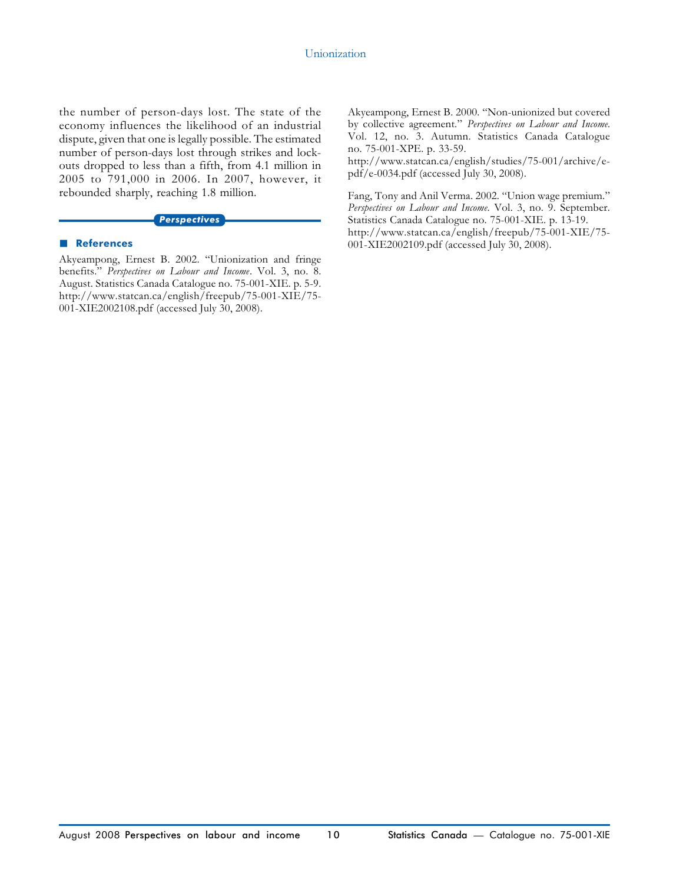the number of person-days lost. The state of the economy influences the likelihood of an industrial dispute, given that one is legally possible. The estimated number of person-days lost through strikes and lockouts dropped to less than a fifth, from 4.1 million in 2005 to 791,000 in 2006. In 2007, however, it rebounded sharply, reaching 1.8 million.

## References

Akyeampong, Ernest B. 2002. "Unionization and fringe benefits." *Perspectives on Labour and Income*. Vol. 3, no. 8. August. Statistics Canada Catalogue no. 75-001-XIE. p. 5-9. http://www.statcan.ca/english/freepub/75-001-XIE/75-001-XIE2002108.pdf (accessed July 30, 2008).

Akyeampong, Ernest B. 2000. "Non-unionized but covered by collective agreement." *Perspectives on Labour and Income.* Vol. 12, no. 3. Autumn. Statistics Canada Catalogue no. 75-001-XPE. p. 33-59. http://www.statcan.ca/english/studies/75-001/archive/e-pdf/e-0034.pdf (accessed July 30, 2008).

Fang, Tony and Anil Verma. 2002. "Union wage premium." *Perspectives on Labour and Income.* Vol. 3, no. 9. September. Statistics Canada Catalogue no. 75-001-XIE. p. 13-19. http://www.statcan.ca/english/freepub/75-001-XIE/75-001-XIE2002109.pdf (accessed July 30, 2008).